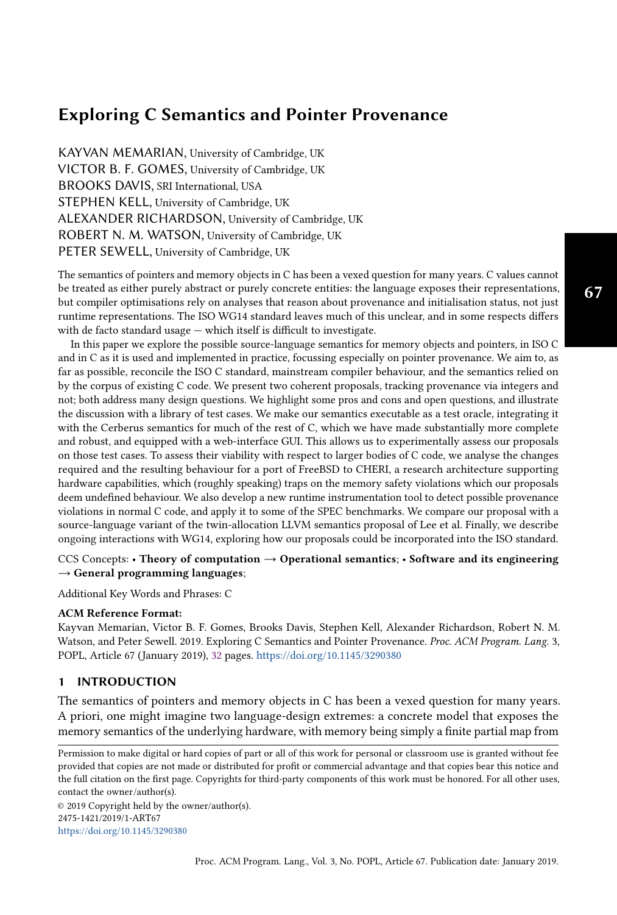# Exploring C Semantics and Pointer Provenance

KAYVAN MEMARIAN, University of Cambridge, UK
VICTOR B. F. GOMES, University of Cambridge, UK
BROOKS DAVIS, SRI International, USA
STEPHEN KELL, University of Cambridge, UK
ALEXANDER RICHARDSON, University of Cambridge, UK
ROBERT N. M. WATSON, University of Cambridge, UK
PETER SEWELL, University of Cambridge, UK

The semantics of pointers and memory objects in C has been a vexed question for many years. C values cannot be treated as either purely abstract or purely concrete entities: the language exposes their representations, but compiler optimisations rely on analyses that reason about provenance and initialisation status, not just runtime representations. The ISO WG14 standard leaves much of this unclear, and in some respects differs with de facto standard usage — which itself is difficult to investigate.

In this paper we explore the possible source-language semantics for memory objects and pointers, in ISO C and in C as it is used and implemented in practice, focussing especially on pointer provenance. We aim to, as far as possible, reconcile the ISO C standard, mainstream compiler behaviour, and the semantics relied on by the corpus of existing C code. We present two coherent proposals, tracking provenance via integers and not; both address many design questions. We highlight some pros and cons and open questions, and illustrate the discussion with a library of test cases. We make our semantics executable as a test oracle, integrating it with the Cerberus semantics for much of the rest of C, which we have made substantially more complete and robust, and equipped with a web-interface GUI. This allows us to experimentally assess our proposals on those test cases. To assess their viability with respect to larger bodies of C code, we analyse the changes required and the resulting behaviour for a port of FreeBSD to CHERI, a research architecture supporting hardware capabilities, which (roughly speaking) traps on the memory safety violations which our proposals deem undefined behaviour. We also develop a new runtime instrumentation tool to detect possible provenance violations in normal C code, and apply it to some of the SPEC benchmarks. We compare our proposal with a source-language variant of the twin-allocation LLVM semantics proposal of Lee et al. Finally, we describe ongoing interactions with WG14, exploring how our proposals could be incorporated into the ISO standard.

CCS Concepts: • **Theory of computation → Operational semantics**; • **Software and its engineering → General programming languages**;

Additional Key Words and Phrases: C

**ACM Reference Format:**
Kayvan Memarian, Victor B. F. Gomes, Brooks Davis, Stephen Kell, Alexander Richardson, Robert N. M. Watson, and Peter Sewell. 2019. Exploring C Semantics and Pointer Provenance. *Proc. ACM Program. Lang.* 3, POPL, Article 67 (January 2019), 32 pages. https://doi.org/10.1145/3290380

## 1 INTRODUCTION

The semantics of pointers and memory objects in C has been a vexed question for many years. A priori, one might imagine two language-design extremes: a concrete model that exposes the memory semantics of the underlying hardware, with memory being simply a finite partial map from

Permission to make digital or hard copies of part or all of this work for personal or classroom use is granted without fee provided that copies are not made or distributed for profit or commercial advantage and that copies bear this notice and the full citation on the first page. Copyrights for third-party components of this work must be honored. For all other uses, contact the owner/author(s).
© 2019 Copyright held by the owner/author(s).
2475-1421/2019/1-ART67
https://doi.org/10.1145/3290380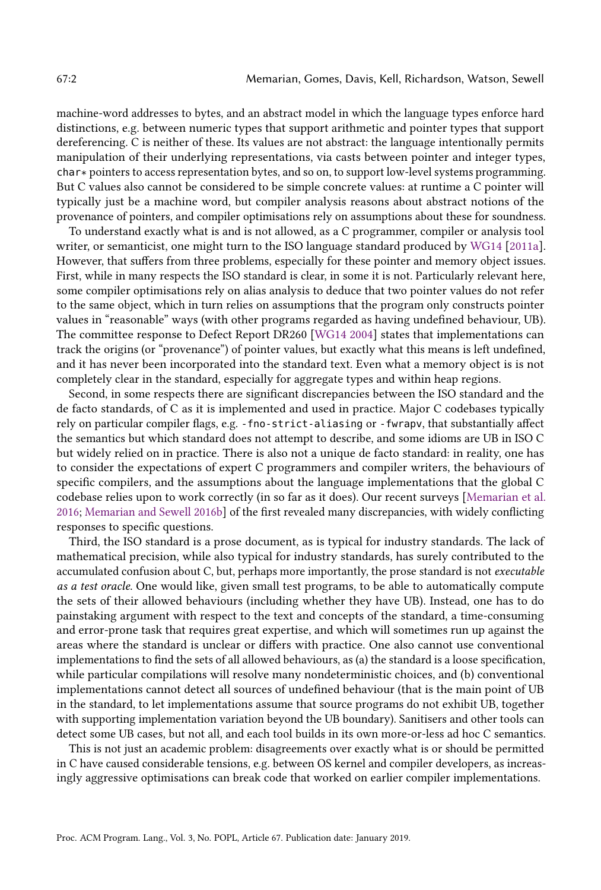machine-word addresses to bytes, and an abstract model in which the language types enforce hard distinctions, e.g. between numeric types that support arithmetic and pointer types that support dereferencing. C is neither of these. Its values are not abstract: the language intentionally permits manipulation of their underlying representations, via casts between pointer and integer types, `char*` pointers to access representation bytes, and so on, to support low-level systems programming. But C values also cannot be considered to be simple concrete values: at runtime a C pointer will typically just be a machine word, but compiler analysis reasons about abstract notions of the provenance of pointers, and compiler optimisations rely on assumptions about these for soundness.

To understand exactly what is and is not allowed, as a C programmer, compiler or analysis tool writer, or semanticist, one might turn to the ISO language standard produced by WG14 [2011a]. However, that suffers from three problems, especially for these pointer and memory object issues. First, while in many respects the ISO standard is clear, in some it is not. Particularly relevant here, some compiler optimisations rely on alias analysis to deduce that two pointer values do not refer to the same object, which in turn relies on assumptions that the program only constructs pointer values in "reasonable" ways (with other programs regarded as having undefined behaviour, UB). The committee response to Defect Report DR260 [WG14 2004] states that implementations can track the origins (or "provenance") of pointer values, but exactly what this means is left undefined, and it has never been incorporated into the standard text. Even what a memory object is is not completely clear in the standard, especially for aggregate types and within heap regions.

Second, in some respects there are significant discrepancies between the ISO standard and the de facto standards, of C as it is implemented and used in practice. Major C codebases typically rely on particular compiler flags, e.g. `-fno-strict-aliasing` or `-fwrapv`, that substantially affect the semantics but which standard does not attempt to describe, and some idioms are UB in ISO C but widely relied on in practice. There is also not a unique de facto standard: in reality, one has to consider the expectations of expert C programmers and compiler writers, the behaviours of specific compilers, and the assumptions about the language implementations that the global C codebase relies upon to work correctly (in so far as it does). Our recent surveys [Memarian et al. 2016; Memarian and Sewell 2016b] of the first revealed many discrepancies, with widely conflicting responses to specific questions.

Third, the ISO standard is a prose document, as is typical for industry standards. The lack of mathematical precision, while also typical for industry standards, has surely contributed to the accumulated confusion about C, but, perhaps more importantly, the prose standard is not *executable as a test oracle*. One would like, given small test programs, to be able to automatically compute the sets of their allowed behaviours (including whether they have UB). Instead, one has to do painstaking argument with respect to the text and concepts of the standard, a time-consuming and error-prone task that requires great expertise, and which will sometimes run up against the areas where the standard is unclear or differs with practice. One also cannot use conventional implementations to find the sets of all allowed behaviours, as (a) the standard is a loose specification, while particular compilations will resolve many nondeterministic choices, and (b) conventional implementations cannot detect all sources of undefined behaviour (that is the main point of UB in the standard, to let implementations assume that source programs do not exhibit UB, together with supporting implementation variation beyond the UB boundary). Sanitisers and other tools can detect some UB cases, but not all, and each tool builds in its own more-or-less ad hoc C semantics.

This is not just an academic problem: disagreements over exactly what is or should be permitted in C have caused considerable tensions, e.g. between OS kernel and compiler developers, as increasingly aggressive optimisations can break code that worked on earlier compiler implementations.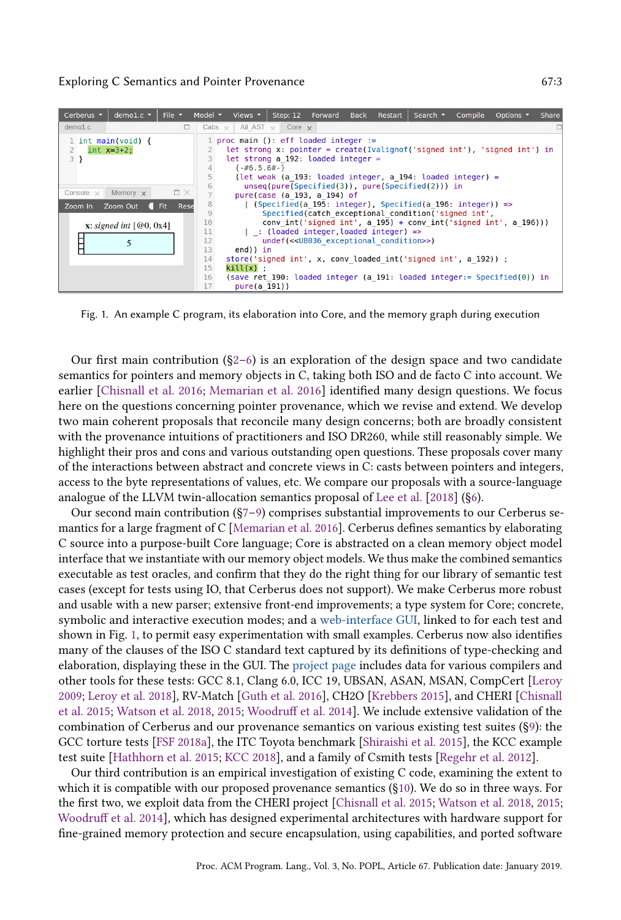```
Cerberus ▾ | demo1.c ▾ | File ▾ | Model ▾ | Views ▾ | Step: 12 | Forward | Back | Restart | Search ▾ | Compile | Options ▾ | Share

demo1.c
1 int main(void) {
2   int x=3+2;
3 }

Console | Memory
Zoom In  Zoom Out  Fit  Rese

x: signed int [@0, 0x4]
[ 5 ]

Cabs | Ail_AST | Core
1  proc main (): eff loaded integer :=
2    let strong x: pointer = create(Ivalignof('signed int'), 'signed int') in
3    let strong a_192: loaded integer =
4      {-#6.5.6#-}
5      (let weak (a_193: loaded integer, a_194: loaded integer) =
6        unseq(pure(Specified(3)), pure(Specified(2))) in
7      pure(case (a_193, a_194) of
8        | (Specified(a_195: integer), Specified(a_196: integer)) =>
9          Specified(catch_exceptional_condition('signed int',
10           conv_int('signed int', a_195) + conv_int('signed int', a_196)))
11       | _: (loaded integer,loaded integer) =>
12         undef(<<UB036_exceptional_condition>>)
13     end)) in
14   store('signed int', x, conv_loaded_int('signed int', a_192)) ;
15   kill(x) ;
16   (save ret_190: loaded integer (a_191: loaded integer:= Specified(0)) in
17     pure(a_191))
```

Fig. 1. An example C program, its elaboration into Core, and the memory graph during execution

Our first main contribution (§2–6) is an exploration of the design space and two candidate semantics for pointers and memory objects in C, taking both ISO and de facto C into account. We earlier [Chisnall et al. 2016; Memarian et al. 2016] identified many design questions. We focus here on the questions concerning pointer provenance, which we revise and extend. We develop two main coherent proposals that reconcile many design concerns; both are broadly consistent with the provenance intuitions of practitioners and ISO DR260, while still reasonably simple. We highlight their pros and cons and various outstanding open questions. These proposals cover many of the interactions between abstract and concrete views in C: casts between pointers and integers, access to the byte representations of values, etc. We compare our proposals with a source-language analogue of the LLVM twin-allocation semantics proposal of Lee et al. [2018] (§6).

Our second main contribution (§7–9) comprises substantial improvements to our Cerberus semantics for a large fragment of C [Memarian et al. 2016]. Cerberus defines semantics by elaborating C source into a purpose-built Core language; Core is abstracted on a clean memory object model interface that we instantiate with our memory object models. We thus make the combined semantics executable as test oracles, and confirm that they do the right thing for our library of semantic test cases (except for tests using IO, that Cerberus does not support). We make Cerberus more robust and usable with a new parser; extensive front-end improvements; a type system for Core; concrete, symbolic and interactive execution modes; and a web-interface GUI, linked to for each test and shown in Fig. 1, to permit easy experimentation with small examples. Cerberus now also identifies many of the clauses of the ISO C standard text captured by its definitions of type-checking and elaboration, displaying these in the GUI. The project page includes data for various compilers and other tools for these tests: GCC 8.1, Clang 6.0, ICC 19, UBSAN, ASAN, MSAN, CompCert [Leroy 2009; Leroy et al. 2018], RV-Match [Guth et al. 2016], CH2O [Krebbers 2015], and CHERI [Chisnall et al. 2015; Watson et al. 2018, 2015; Woodruff et al. 2014]. We include extensive validation of the combination of Cerberus and our provenance semantics against various existing test suites (§9): the GCC torture tests [FSF 2018a], the ITC Toyota benchmark [Shiraishi et al. 2015], the KCC example test suite [Hathhorn et al. 2015; KCC 2018], and a family of Csmith tests [Regehr et al. 2012].

Our third contribution is an empirical investigation of existing C code, examining the extent to which it is compatible with our proposed provenance semantics (§10). We do so in three ways. For the first two, we exploit data from the CHERI project [Chisnall et al. 2015; Watson et al. 2018, 2015; Woodruff et al. 2014], which has designed experimental architectures with hardware support for fine-grained memory protection and secure encapsulation, using capabilities, and ported software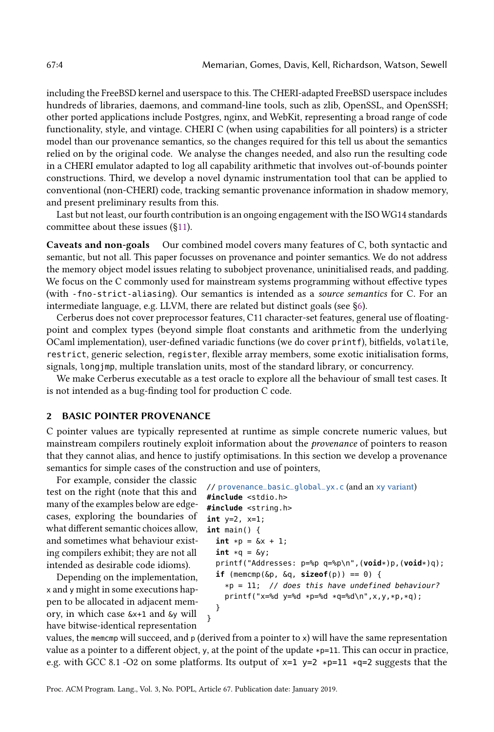including the FreeBSD kernel and userspace to this. The CHERI-adapted FreeBSD userspace includes hundreds of libraries, daemons, and command-line tools, such as zlib, OpenSSL, and OpenSSH; other ported applications include Postgres, nginx, and WebKit, representing a broad range of code functionality, style, and vintage. CHERI C (when using capabilities for all pointers) is a stricter model than our provenance semantics, so the changes required for this tell us about the semantics relied on by the original code. We analyse the changes needed, and also run the resulting code in a CHERI emulator adapted to log all capability arithmetic that involves out-of-bounds pointer constructions. Third, we develop a novel dynamic instrumentation tool that can be applied to conventional (non-CHERI) code, tracking semantic provenance information in shadow memory, and present preliminary results from this.

Last but not least, our fourth contribution is an ongoing engagement with the ISO WG14 standards committee about these issues (§11).

**Caveats and non-goals** Our combined model covers many features of C, both syntactic and semantic, but not all. This paper focusses on provenance and pointer semantics. We do not address the memory object model issues relating to subobject provenance, uninitialised reads, and padding. We focus on the C commonly used for mainstream systems programming without effective types (with `-fno-strict-aliasing`). Our semantics is intended as a *source semantics* for C. For an intermediate language, e.g. LLVM, there are related but distinct goals (see §6).

Cerberus does not cover preprocessor features, C11 character-set features, general use of floating-point and complex types (beyond simple float constants and arithmetic from the underlying OCaml implementation), user-defined variadic functions (we do cover `printf`), bitfields, `volatile`, `restrict`, generic selection, `register`, flexible array members, some exotic initialisation forms, signals, `longjmp`, multiple translation units, most of the standard library, or concurrency.

We make Cerberus executable as a test oracle to explore all the behaviour of small test cases. It is not intended as a bug-finding tool for production C code.

## 2 BASIC POINTER PROVENANCE

C pointer values are typically represented at runtime as simple concrete numeric values, but mainstream compilers routinely exploit information about the *provenance* of pointers to reason that they cannot alias, and hence to justify optimisations. In this section we develop a provenance semantics for simple cases of the construction and use of pointers,

For example, consider the classic test on the right (note that this and many of the examples below are edge-cases, exploring the boundaries of what different semantic choices allow, and sometimes what behaviour existing compilers exhibit; they are not all intended as desirable code idioms).

```
// provenance_basic_global_yx.c (and an xy variant)
#include <stdio.h>
#include <string.h>
int y=2, x=1;
int main() {
  int *p = &x + 1;
  int *q = &y;
  printf("Addresses: p=%p q=%p\n",(void*)p,(void*)q);
  if (memcmp(&p, &q, sizeof(p)) == 0) {
    *p = 11;  // does this have undefined behaviour?
    printf("x=%d y=%d *p=%d *q=%d\n",x,y,*p,*q);
  }
}
```

Depending on the implementation, `x` and `y` might in some executions happen to be allocated in adjacent memory, in which case `&x+1` and `&y` will have bitwise-identical representation values, the `memcmp` will succeed, and `p` (derived from a pointer to `x`) will have the same representation value as a pointer to a different object, `y`, at the point of the update `*p=11`. This can occur in practice, e.g. with GCC 8.1 -O2 on some platforms. Its output of `x=1 y=2 *p=11 *q=2` suggests that the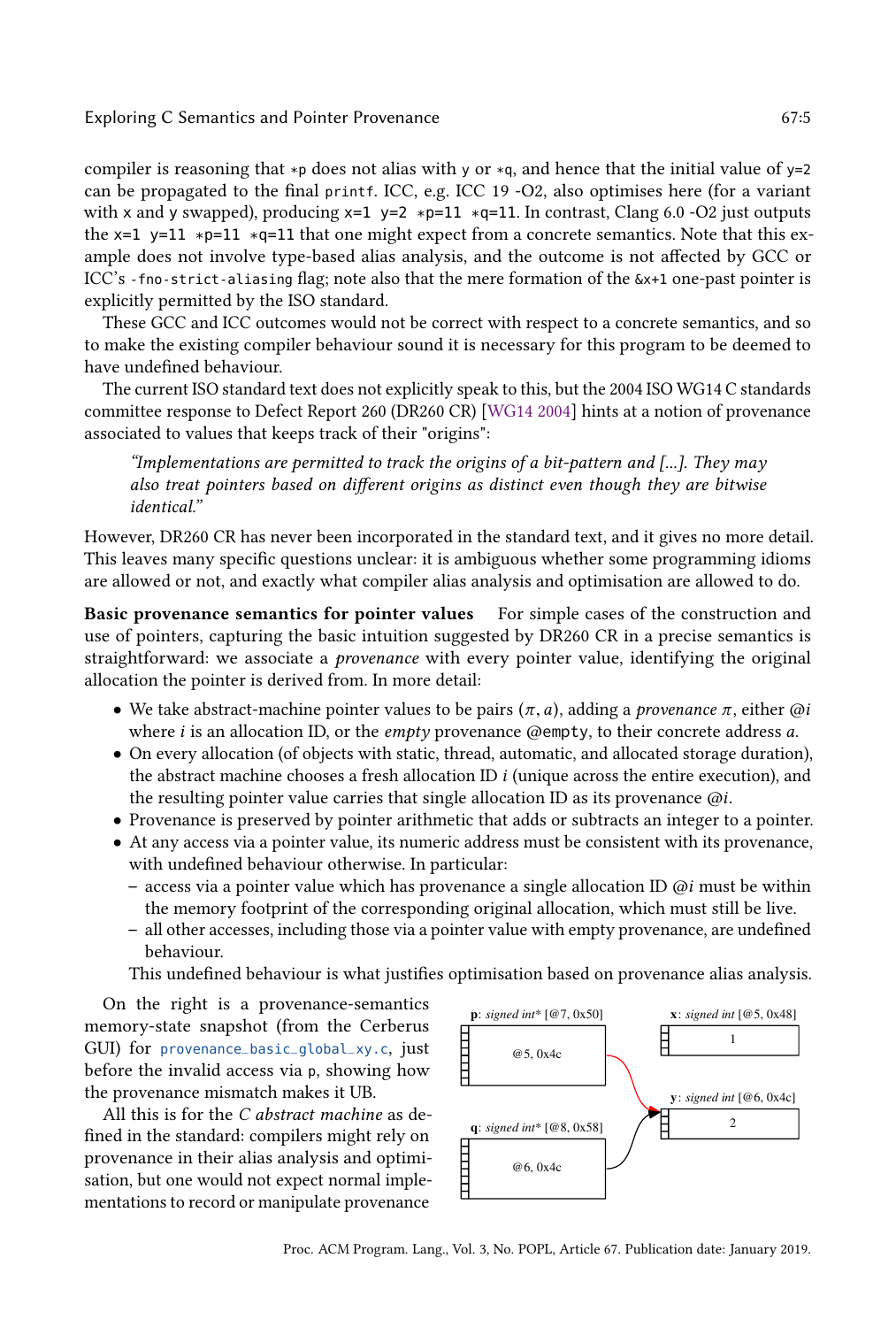compiler is reasoning that `*p` does not alias with `y` or `*q`, and hence that the initial value of `y=2` can be propagated to the final `printf`. ICC, e.g. ICC 19 -O2, also optimises here (for a variant with `x` and `y` swapped), producing `x=1 y=2 *p=11 *q=11`. In contrast, Clang 6.0 -O2 just outputs the `x=1 y=11 *p=11 *q=11` that one might expect from a concrete semantics. Note that this example does not involve type-based alias analysis, and the outcome is not affected by GCC or ICC's `-fno-strict-aliasing` flag; note also that the mere formation of the `&x+1` one-past pointer is explicitly permitted by the ISO standard.

These GCC and ICC outcomes would not be correct with respect to a concrete semantics, and so to make the existing compiler behaviour sound it is necessary for this program to be deemed to have undefined behaviour.

The current ISO standard text does not explicitly speak to this, but the 2004 ISO WG14 C standards committee response to Defect Report 260 (DR260 CR) [WG14 2004] hints at a notion of provenance associated to values that keeps track of their "origins":

> *"Implementations are permitted to track the origins of a bit-pattern and [...]. They may also treat pointers based on different origins as distinct even though they are bitwise identical."*

However, DR260 CR has never been incorporated in the standard text, and it gives no more detail. This leaves many specific questions unclear: it is ambiguous whether some programming idioms are allowed or not, and exactly what compiler alias analysis and optimisation are allowed to do.

**Basic provenance semantics for pointer values** For simple cases of the construction and use of pointers, capturing the basic intuition suggested by DR260 CR in a precise semantics is straightforward: we associate a *provenance* with every pointer value, identifying the original allocation the pointer is derived from. In more detail:

- We take abstract-machine pointer values to be pairs $(\pi, a)$, adding a *provenance* $\pi$, either $@i$ where $i$ is an allocation ID, or the *empty* provenance `@empty`, to their concrete address $a$.
- On every allocation (of objects with static, thread, automatic, and allocated storage duration), the abstract machine chooses a fresh allocation ID $i$ (unique across the entire execution), and the resulting pointer value carries that single allocation ID as its provenance $@i$.
- Provenance is preserved by pointer arithmetic that adds or subtracts an integer to a pointer.
- At any access via a pointer value, its numeric address must be consistent with its provenance, with undefined behaviour otherwise. In particular:
  - access via a pointer value which has provenance a single allocation ID $@i$ must be within the memory footprint of the corresponding original allocation, which must still be live.
  - all other accesses, including those via a pointer value with empty provenance, are undefined behaviour.

  This undefined behaviour is what justifies optimisation based on provenance alias analysis.

On the right is a provenance-semantics memory-state snapshot (from the Cerberus GUI) for `provenance_basic_global_xy.c`, just before the invalid access via `p`, showing how the provenance mismatch makes it UB.

All this is for the *C abstract machine* as defined in the standard: compilers might rely on provenance in their alias analysis and optimisation, but one would not expect normal implementations to record or manipulate provenance

**p**: *signed int** [@7, 0x50] — @5, 0x4c
**x**: *signed int* [@5, 0x48] — 1
**y**: *signed int* [@6, 0x4c] — 2
**q**: *signed int** [@8, 0x58] — @6, 0x4c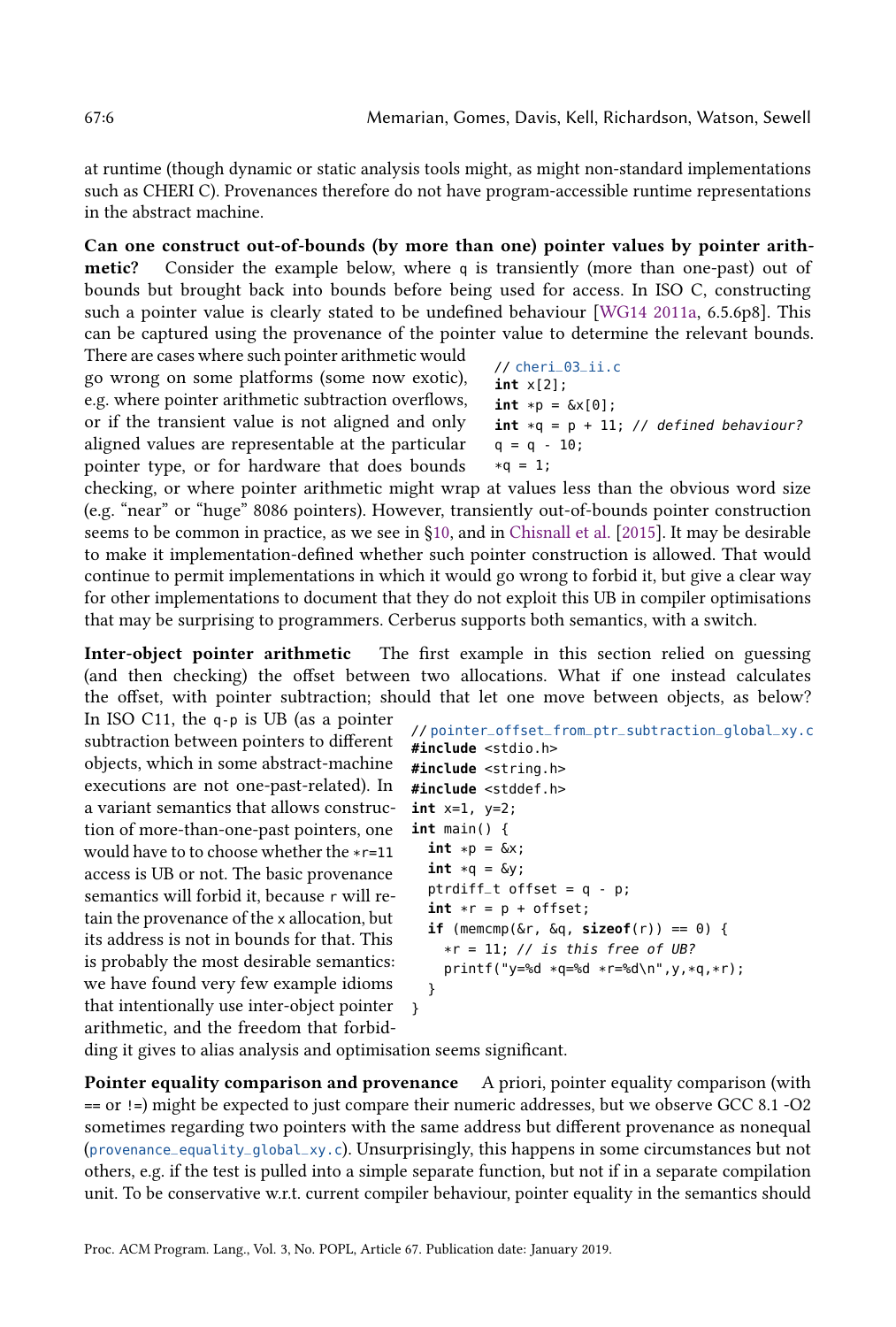at runtime (though dynamic or static analysis tools might, as might non-standard implementations such as CHERI C). Provenances therefore do not have program-accessible runtime representations in the abstract machine.

**Can one construct out-of-bounds (by more than one) pointer values by pointer arithmetic?** Consider the example below, where `q` is transiently (more than one-past) out of bounds but brought back into bounds before being used for access. In ISO C, constructing such a pointer value is clearly stated to be undefined behaviour [WG14 2011a, 6.5.6p8]. This can be captured using the provenance of the pointer value to determine the relevant bounds. There are cases where such pointer arithmetic would go wrong on some platforms (some now exotic), e.g. where pointer arithmetic subtraction overflows, or if the transient value is not aligned and only aligned values are representable at the particular pointer type, or for hardware that does bounds checking, or where pointer arithmetic might wrap at values less than the obvious word size (e.g. "near" or "huge" 8086 pointers). However, transiently out-of-bounds pointer construction seems to be common in practice, as we see in §10, and in Chisnall et al. [2015]. It may be desirable to make it implementation-defined whether such pointer construction is allowed. That would continue to permit implementations in which it would go wrong to forbid it, but give a clear way for other implementations to document that they do not exploit this UB in compiler optimisations that may be surprising to programmers. Cerberus supports both semantics, with a switch.

```
// cheri_03_ii.c
int x[2];
int *p = &x[0];
int *q = p + 11; // defined behaviour?
q = q - 10;
*q = 1;
```

**Inter-object pointer arithmetic** The first example in this section relied on guessing (and then checking) the offset between two allocations. What if one instead calculates the offset, with pointer subtraction; should that let one move between objects, as below? In ISO C11, the `q-p` is UB (as a pointer subtraction between pointers to different objects, which in some abstract-machine executions are not one-past-related). In a variant semantics that allows construction of more-than-one-past pointers, one would have to to choose whether the `*r=11` access is UB or not. The basic provenance semantics will forbid it, because `r` will retain the provenance of the `x` allocation, but its address is not in bounds for that. This is probably the most desirable semantics: we have found very few example idioms that intentionally use inter-object pointer arithmetic, and the freedom that forbidding it gives to alias analysis and optimisation seems significant.

```
// pointer_offset_from_ptr_subtraction_global_xy.c
#include <stdio.h>
#include <string.h>
#include <stddef.h>
int x=1, y=2;
int main() {
  int *p = &x;
  int *q = &y;
  ptrdiff_t offset = q - p;
  int *r = p + offset;
  if (memcmp(&r, &q, sizeof(r)) == 0) {
    *r = 11; // is this free of UB?
    printf("y=%d *q=%d *r=%d\n",y,*q,*r);
  }
}
```

**Pointer equality comparison and provenance** A priori, pointer equality comparison (with `==` or `!=`) might be expected to just compare their numeric addresses, but we observe GCC 8.1 -O2 sometimes regarding two pointers with the same address but different provenance as nonequal (`provenance_equality_global_xy.c`). Unsurprisingly, this happens in some circumstances but not others, e.g. if the test is pulled into a simple separate function, but not if in a separate compilation unit. To be conservative w.r.t. current compiler behaviour, pointer equality in the semantics should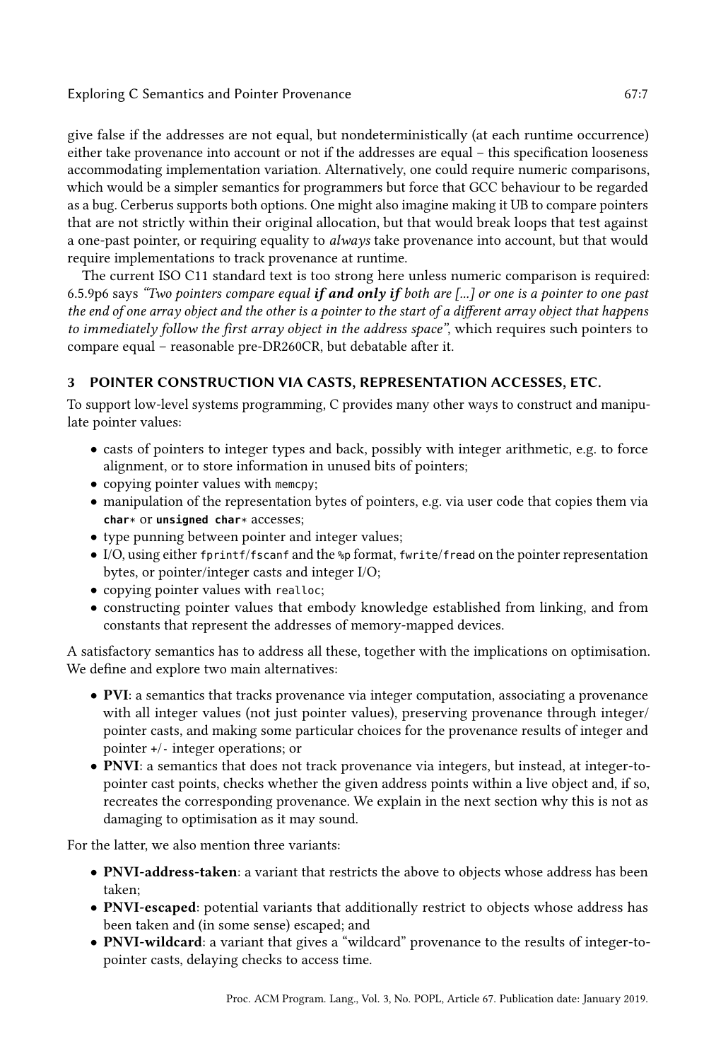give false if the addresses are not equal, but nondeterministically (at each runtime occurrence) either take provenance into account or not if the addresses are equal – this specification looseness accommodating implementation variation. Alternatively, one could require numeric comparisons, which would be a simpler semantics for programmers but force that GCC behaviour to be regarded as a bug. Cerberus supports both options. One might also imagine making it UB to compare pointers that are not strictly within their original allocation, but that would break loops that test against a one-past pointer, or requiring equality to *always* take provenance into account, but that would require implementations to track provenance at runtime.

The current ISO C11 standard text is too strong here unless numeric comparison is required: 6.5.9p6 says *"Two pointers compare equal **if and only if** both are [...] or one is a pointer to one past the end of one array object and the other is a pointer to the start of a different array object that happens to immediately follow the first array object in the address space"*, which requires such pointers to compare equal – reasonable pre-DR260CR, but debatable after it.

## 3 POINTER CONSTRUCTION VIA CASTS, REPRESENTATION ACCESSES, ETC.

To support low-level systems programming, C provides many other ways to construct and manipulate pointer values:

- casts of pointers to integer types and back, possibly with integer arithmetic, e.g. to force alignment, or to store information in unused bits of pointers;
- copying pointer values with `memcpy`;
- manipulation of the representation bytes of pointers, e.g. via user code that copies them via `char*` or `unsigned char*` accesses;
- type punning between pointer and integer values;
- I/O, using either `fprintf`/`fscanf` and the `%p` format, `fwrite`/`fread` on the pointer representation bytes, or pointer/integer casts and integer I/O;
- copying pointer values with `realloc`;
- constructing pointer values that embody knowledge established from linking, and from constants that represent the addresses of memory-mapped devices.

A satisfactory semantics has to address all these, together with the implications on optimisation. We define and explore two main alternatives:

- **PVI**: a semantics that tracks provenance via integer computation, associating a provenance with all integer values (not just pointer values), preserving provenance through integer/pointer casts, and making some particular choices for the provenance results of integer and pointer +/- integer operations; or
- **PNVI**: a semantics that does not track provenance via integers, but instead, at integer-to-pointer cast points, checks whether the given address points within a live object and, if so, recreates the corresponding provenance. We explain in the next section why this is not as damaging to optimisation as it may sound.

For the latter, we also mention three variants:

- **PNVI-address-taken**: a variant that restricts the above to objects whose address has been taken;
- **PNVI-escaped**: potential variants that additionally restrict to objects whose address has been taken and (in some sense) escaped; and
- **PNVI-wildcard**: a variant that gives a "wildcard" provenance to the results of integer-to-pointer casts, delaying checks to access time.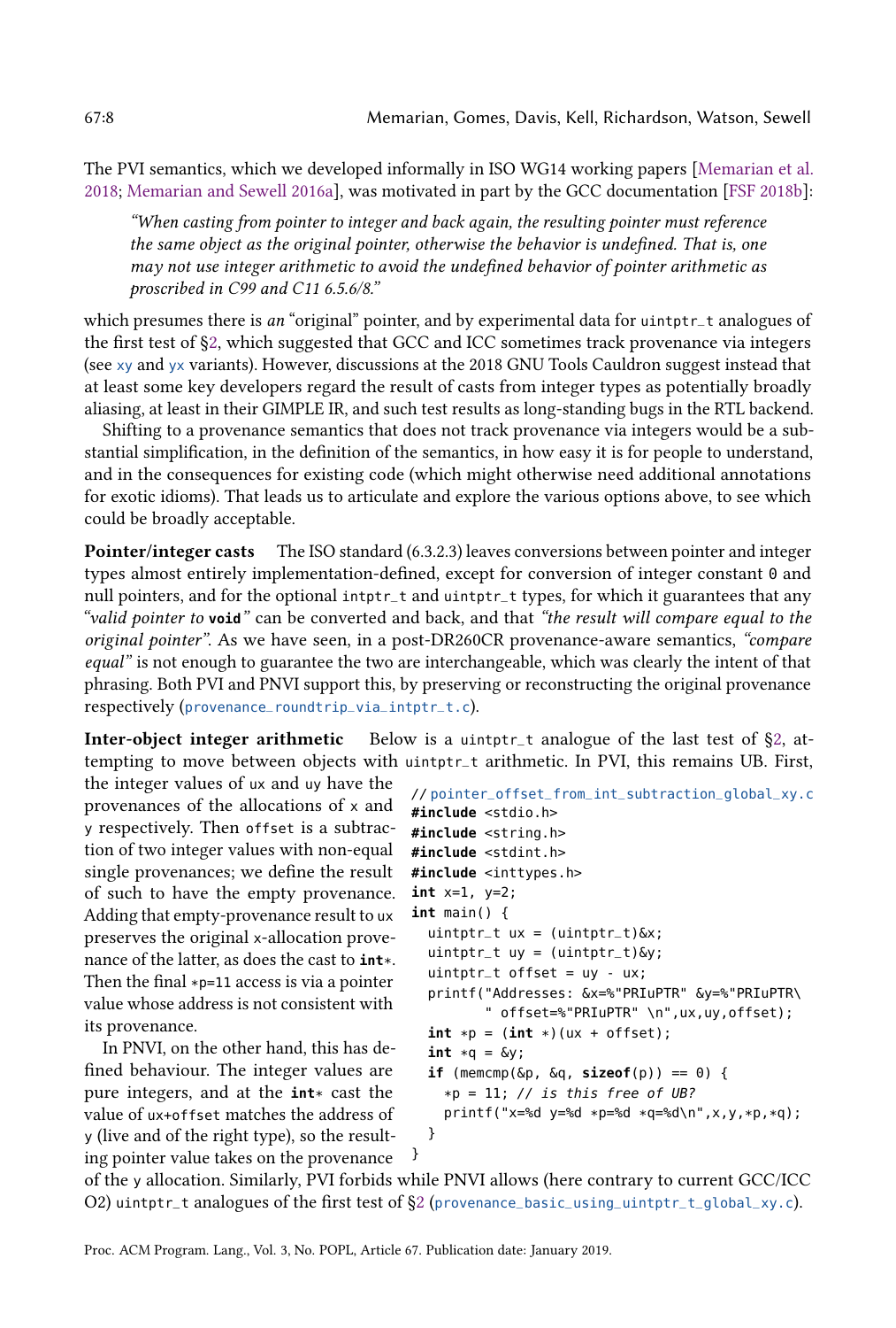The PVI semantics, which we developed informally in ISO WG14 working papers [Memarian et al. 2018; Memarian and Sewell 2016a], was motivated in part by the GCC documentation [FSF 2018b]:

> *"When casting from pointer to integer and back again, the resulting pointer must reference the same object as the original pointer, otherwise the behavior is undefined. That is, one may not use integer arithmetic to avoid the undefined behavior of pointer arithmetic as proscribed in C99 and C11 6.5.6/8."*

which presumes there is *an* "original" pointer, and by experimental data for `uintptr_t` analogues of the first test of §2, which suggested that GCC and ICC sometimes track provenance via integers (see `xy` and `yx` variants). However, discussions at the 2018 GNU Tools Cauldron suggest instead that at least some key developers regard the result of casts from integer types as potentially broadly aliasing, at least in their GIMPLE IR, and such test results as long-standing bugs in the RTL backend.

Shifting to a provenance semantics that does not track provenance via integers would be a substantial simplification, in the definition of the semantics, in how easy it is for people to understand, and in the consequences for existing code (which might otherwise need additional annotations for exotic idioms). That leads us to articulate and explore the various options above, to see which could be broadly acceptable.

**Pointer/integer casts** The ISO standard (6.3.2.3) leaves conversions between pointer and integer types almost entirely implementation-defined, except for conversion of integer constant `0` and null pointers, and for the optional `intptr_t` and `uintptr_t` types, for which it guarantees that any *"valid pointer to* **`void`***"* can be converted and back, and that *"the result will compare equal to the original pointer"*. As we have seen, in a post-DR260CR provenance-aware semantics, *"compare equal"* is not enough to guarantee the two are interchangeable, which was clearly the intent of that phrasing. Both PVI and PNVI support this, by preserving or reconstructing the original provenance respectively (`provenance_roundtrip_via_intptr_t.c`).

**Inter-object integer arithmetic** Below is a `uintptr_t` analogue of the last test of §2, attempting to move between objects with `uintptr_t` arithmetic. In PVI, this remains UB. First, the integer values of `ux` and `uy` have the provenances of the allocations of `x` and `y` respectively. Then `offset` is a subtraction of two integer values with non-equal single provenances; we define the result of such to have the empty provenance. Adding that empty-provenance result to `ux` preserves the original `x`-allocation provenance of the latter, as does the cast to **`int*`**. Then the final `*p=11` access is via a pointer value whose address is not consistent with its provenance.

```c
// pointer_offset_from_int_subtraction_global_xy.c
#include <stdio.h>
#include <string.h>
#include <stdint.h>
#include <inttypes.h>
int x=1, y=2;
int main() {
  uintptr_t ux = (uintptr_t)&x;
  uintptr_t uy = (uintptr_t)&y;
  uintptr_t offset = uy - ux;
  printf("Addresses: &x=%"PRIuPTR" &y=%"PRIuPTR\
         " offset=%"PRIuPTR" \n",ux,uy,offset);
  int *p = (int *)(ux + offset);
  int *q = &y;
  if (memcmp(&p, &q, sizeof(p)) == 0) {
    *p = 11; // is this free of UB?
    printf("x=%d y=%d *p=%d *q=%d\n",x,y,*p,*q);
  }
}
```

In PNVI, on the other hand, this has defined behaviour. The integer values are pure integers, and at the **`int*`** cast the value of `ux+offset` matches the address of `y` (live and of the right type), so the resulting pointer value takes on the provenance of the `y` allocation. Similarly, PVI forbids while PNVI allows (here contrary to current GCC/ICC O2) `uintptr_t` analogues of the first test of §2 (`provenance_basic_using_uintptr_t_global_xy.c`).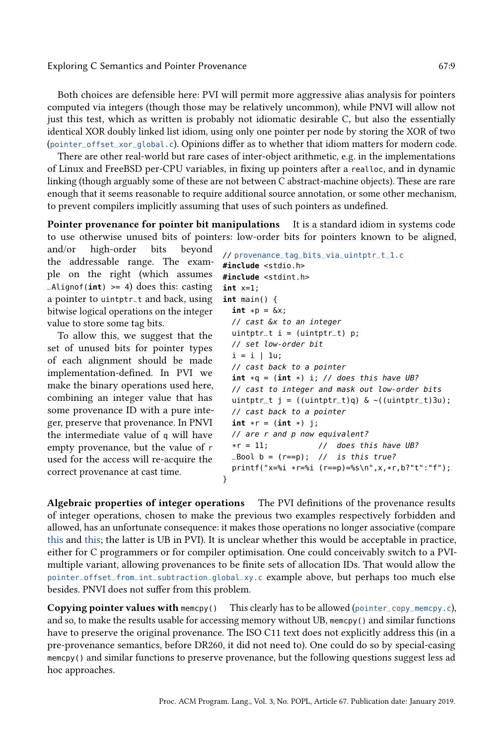Both choices are defensible here: PVI will permit more aggressive alias analysis for pointers computed via integers (though those may be relatively uncommon), while PNVI will allow not just this test, which as written is probably not idiomatic desirable C, but also the essentially identical XOR doubly linked list idiom, using only one pointer per node by storing the XOR of two (pointer_offset_xor_global.c). Opinions differ as to whether that idiom matters for modern code.

There are other real-world but rare cases of inter-object arithmetic, e.g. in the implementations of Linux and FreeBSD per-CPU variables, in fixing up pointers after a `realloc`, and in dynamic linking (though arguably some of these are not between C abstract-machine objects). These are rare enough that it seems reasonable to require additional source annotation, or some other mechanism, to prevent compilers implicitly assuming that uses of such pointers as undefined.

**Pointer provenance for pointer bit manipulations** It is a standard idiom in systems code to use otherwise unused bits of pointers: low-order bits for pointers known to be aligned, and/or high-order bits beyond the addressable range. The example on the right (which assumes `_Alignof(int) >= 4`) does this: casting a pointer to `uintptr_t` and back, using bitwise logical operations on the integer value to store some tag bits.

To allow this, we suggest that the set of unused bits for pointer types of each alignment should be made implementation-defined. In PVI we make the binary operations used here, combining an integer value that has some provenance ID with a pure integer, preserve that provenance. In PNVI the intermediate value of `q` will have empty provenance, but the value of `r` used for the access will re-acquire the correct provenance at cast time.

```
// provenance_tag_bits_via_uintptr_t_1.c
#include <stdio.h>
#include <stdint.h>
int x=1;
int main() {
  int *p = &x;
  // cast &x to an integer
  uintptr_t i = (uintptr_t) p;
  // set low-order bit
  i = i | 1u;
  // cast back to a pointer
  int *q = (int *) i; // does this have UB?
  // cast to integer and mask out low-order bits
  uintptr_t j = ((uintptr_t)q) & ~((uintptr_t)3u);
  // cast back to a pointer
  int *r = (int *) j;
  // are r and p now equivalent?
  *r = 11;          //  does this have UB?
  _Bool b = (r==p); //  is this true?
  printf("x=%i *r=%i (r==p)=%s\n",x,*r,b?"t":"f");
}
```

**Algebraic properties of integer operations** The PVI definitions of the provenance results of integer operations, chosen to make the previous two examples respectively forbidden and allowed, has an unfortunate consequence: it makes those operations no longer associative (compare this and this; the latter is UB in PVI). It is unclear whether this would be acceptable in practice, either for C programmers or for compiler optimisation. One could conceivably switch to a PVI-multiple variant, allowing provenances to be finite sets of allocation IDs. That would allow the pointer_offset_from_int_subtraction_global_xy.c example above, but perhaps too much else besides. PNVI does not suffer from this problem.

**Copying pointer values with `memcpy()`** This clearly has to be allowed (pointer_copy_memcpy.c), and so, to make the results usable for accessing memory without UB, `memcpy()` and similar functions have to preserve the original provenance. The ISO C11 text does not explicitly address this (in a pre-provenance semantics, before DR260, it did not need to). One could do so by special-casing `memcpy()` and similar functions to preserve provenance, but the following questions suggest less ad hoc approaches.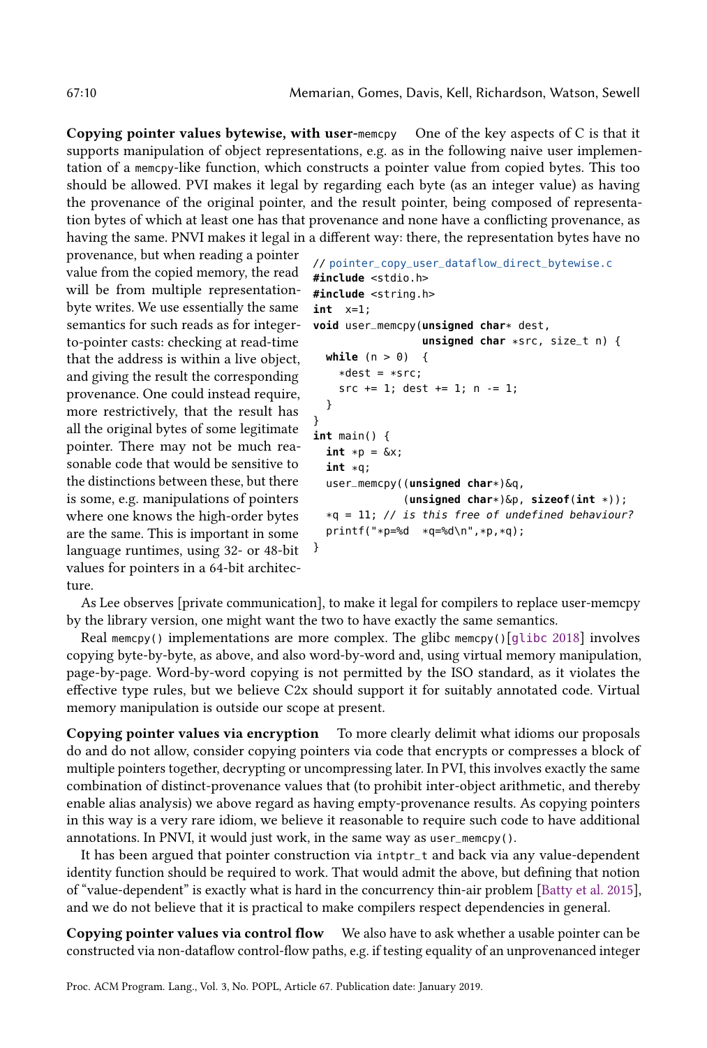**Copying pointer values bytewise, with user-memcpy** One of the key aspects of C is that it supports manipulation of object representations, e.g. as in the following naive user implementation of a memcpy-like function, which constructs a pointer value from copied bytes. This too should be allowed. PVI makes it legal by regarding each byte (as an integer value) as having the provenance of the original pointer, and the result pointer, being composed of representation bytes of which at least one has that provenance and none have a conflicting provenance, as having the same. PNVI makes it legal in a different way: there, the representation bytes have no provenance, but when reading a pointer value from the copied memory, the read will be from multiple representation-byte writes. We use essentially the same semantics for such reads as for integer-to-pointer casts: checking at read-time that the address is within a live object, and giving the result the corresponding provenance. One could instead require, more restrictively, that the result has all the original bytes of some legitimate pointer. There may not be much reasonable code that would be sensitive to the distinctions between these, but there is some, e.g. manipulations of pointers where one knows the high-order bytes are the same. This is important in some language runtimes, using 32- or 48-bit values for pointers in a 64-bit architecture.

```c
// pointer_copy_user_dataflow_direct_bytewise.c
#include <stdio.h>
#include <string.h>
int  x=1;
void user_memcpy(unsigned char* dest,
                 unsigned char *src, size_t n) {
  while (n > 0)  {
    *dest = *src;
    src += 1; dest += 1; n -= 1;
  }
}
int main() {
  int *p = &x;
  int *q;
  user_memcpy((unsigned char*)&q,
              (unsigned char*)&p, sizeof(int *));
  *q = 11; // is this free of undefined behaviour?
  printf("*p=%d  *q=%d\n",*p,*q);
}
```

As Lee observes [private communication], to make it legal for compilers to replace user-memcpy by the library version, one might want the two to have exactly the same semantics.

Real memcpy() implementations are more complex. The glibc memcpy()[glibc 2018] involves copying byte-by-byte, as above, and also word-by-word and, using virtual memory manipulation, page-by-page. Word-by-word copying is not permitted by the ISO standard, as it violates the effective type rules, but we believe C2x should support it for suitably annotated code. Virtual memory manipulation is outside our scope at present.

**Copying pointer values via encryption** To more clearly delimit what idioms our proposals do and do not allow, consider copying pointers via code that encrypts or compresses a block of multiple pointers together, decrypting or uncompressing later. In PVI, this involves exactly the same combination of distinct-provenance values that (to prohibit inter-object arithmetic, and thereby enable alias analysis) we above regard as having empty-provenance results. As copying pointers in this way is a very rare idiom, we believe it reasonable to require such code to have additional annotations. In PNVI, it would just work, in the same way as user_memcpy().

It has been argued that pointer construction via intptr_t and back via any value-dependent identity function should be required to work. That would admit the above, but defining that notion of "value-dependent" is exactly what is hard in the concurrency thin-air problem [Batty et al. 2015], and we do not believe that it is practical to make compilers respect dependencies in general.

**Copying pointer values via control flow** We also have to ask whether a usable pointer can be constructed via non-dataflow control-flow paths, e.g. if testing equality of an unprovenanced integer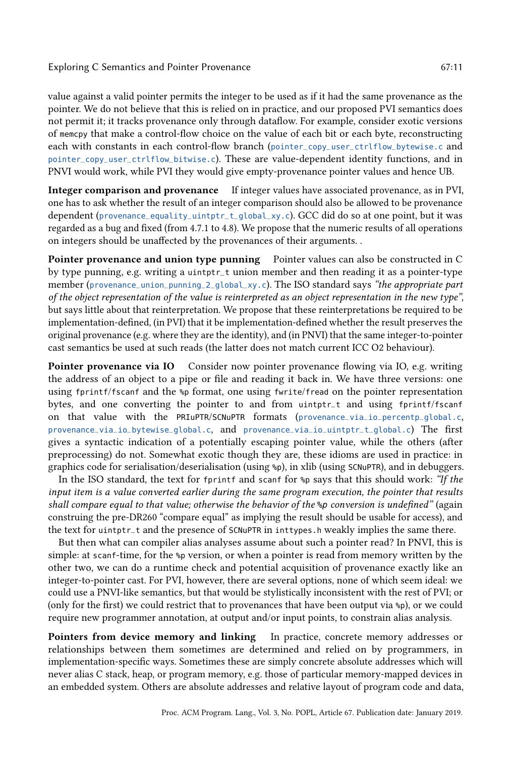value against a valid pointer permits the integer to be used as if it had the same provenance as the pointer. We do not believe that this is relied on in practice, and our proposed PVI semantics does not permit it; it tracks provenance only through dataflow. For example, consider exotic versions of `memcpy` that make a control-flow choice on the value of each bit or each byte, reconstructing each with constants in each control-flow branch (`pointer_copy_user_ctrlflow_bytewise.c` and `pointer_copy_user_ctrlflow_bitwise.c`). These are value-dependent identity functions, and in PNVI would work, while PVI they would give empty-provenance pointer values and hence UB.

**Integer comparison and provenance** If integer values have associated provenance, as in PVI, one has to ask whether the result of an integer comparison should also be allowed to be provenance dependent (`provenance_equality_uintptr_t_global_xy.c`). GCC did do so at one point, but it was regarded as a bug and fixed (from 4.7.1 to 4.8). We propose that the numeric results of all operations on integers should be unaffected by the provenances of their arguments. .

**Pointer provenance and union type punning** Pointer values can also be constructed in C by type punning, e.g. writing a `uintptr_t` union member and then reading it as a pointer-type member (`provenance_union_punning_2_global_xy.c`). The ISO standard says *"the appropriate part of the object representation of the value is reinterpreted as an object representation in the new type"*, but says little about that reinterpretation. We propose that these reinterpretations be required to be implementation-defined, (in PVI) that it be implementation-defined whether the result preserves the original provenance (e.g. where they are the identity), and (in PNVI) that the same integer-to-pointer cast semantics be used at such reads (the latter does not match current ICC O2 behaviour).

**Pointer provenance via IO** Consider now pointer provenance flowing via IO, e.g. writing the address of an object to a pipe or file and reading it back in. We have three versions: one using `fprintf`/`fscanf` and the `%p` format, one using `fwrite`/`fread` on the pointer representation bytes, and one converting the pointer to and from `uintptr_t` and using `fprintf`/`fscanf` on that value with the `PRIuPTR`/`SCNuPTR` formats (`provenance_via_io_percentp_global.c`, `provenance_via_io_bytewise_global.c`, and `provenance_via_io_uintptr_t_global.c`) The first gives a syntactic indication of a potentially escaping pointer value, while the others (after preprocessing) do not. Somewhat exotic though they are, these idioms are used in practice: in graphics code for serialisation/deserialisation (using `%p`), in xlib (using `SCNuPTR`), and in debuggers.

In the ISO standard, the text for `fprintf` and `scanf` for `%p` says that this should work: *"If the input item is a value converted earlier during the same program execution, the pointer that results shall compare equal to that value; otherwise the behavior of the `%p` conversion is undefined"* (again construing the pre-DR260 "compare equal" as implying the result should be usable for access), and the text for `uintptr_t` and the presence of `SCNuPTR` in `inttypes.h` weakly implies the same there.

But then what can compiler alias analyses assume about such a pointer read? In PNVI, this is simple: at `scanf`-time, for the `%p` version, or when a pointer is read from memory written by the other two, we can do a runtime check and potential acquisition of provenance exactly like an integer-to-pointer cast. For PVI, however, there are several options, none of which seem ideal: we could use a PNVI-like semantics, but that would be stylistically inconsistent with the rest of PVI; or (only for the first) we could restrict that to provenances that have been output via `%p`), or we could require new programmer annotation, at output and/or input points, to constrain alias analysis.

**Pointers from device memory and linking** In practice, concrete memory addresses or relationships between them sometimes are determined and relied on by programmers, in implementation-specific ways. Sometimes these are simply concrete absolute addresses which will never alias C stack, heap, or program memory, e.g. those of particular memory-mapped devices in an embedded system. Others are absolute addresses and relative layout of program code and data,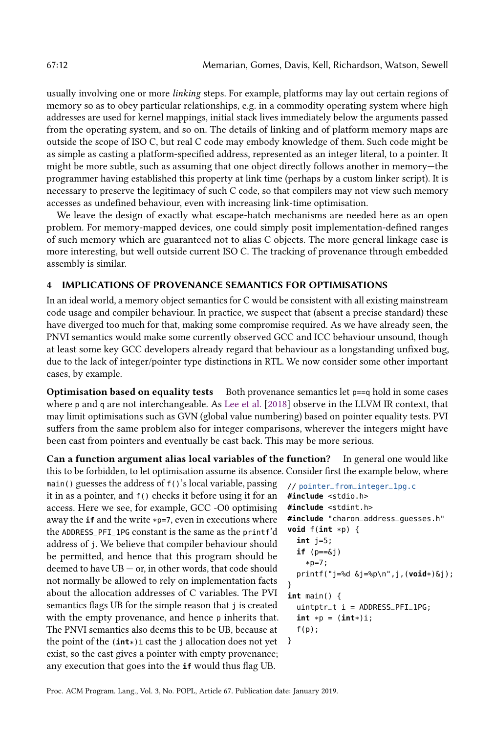usually involving one or more *linking* steps. For example, platforms may lay out certain regions of memory so as to obey particular relationships, e.g. in a commodity operating system where high addresses are used for kernel mappings, initial stack lives immediately below the arguments passed from the operating system, and so on. The details of linking and of platform memory maps are outside the scope of ISO C, but real C code may embody knowledge of them. Such code might be as simple as casting a platform-specified address, represented as an integer literal, to a pointer. It might be more subtle, such as assuming that one object directly follows another in memory—the programmer having established this property at link time (perhaps by a custom linker script). It is necessary to preserve the legitimacy of such C code, so that compilers may not view such memory accesses as undefined behaviour, even with increasing link-time optimisation.

We leave the design of exactly what escape-hatch mechanisms are needed here as an open problem. For memory-mapped devices, one could simply posit implementation-defined ranges of such memory which are guaranteed not to alias C objects. The more general linkage case is more interesting, but well outside current ISO C. The tracking of provenance through embedded assembly is similar.

## 4 IMPLICATIONS OF PROVENANCE SEMANTICS FOR OPTIMISATIONS

In an ideal world, a memory object semantics for C would be consistent with all existing mainstream code usage and compiler behaviour. In practice, we suspect that (absent a precise standard) these have diverged too much for that, making some compromise required. As we have already seen, the PNVI semantics would make some currently observed GCC and ICC behaviour unsound, though at least some key GCC developers already regard that behaviour as a longstanding unfixed bug, due to the lack of integer/pointer type distinctions in RTL. We now consider some other important cases, by example.

**Optimisation based on equality tests** Both provenance semantics let `p==q` hold in some cases where `p` and `q` are not interchangeable. As Lee et al. [2018] observe in the LLVM IR context, that may limit optimisations such as GVN (global value numbering) based on pointer equality tests. PVI suffers from the same problem also for integer comparisons, wherever the integers might have been cast from pointers and eventually be cast back. This may be more serious.

**Can a function argument alias local variables of the function?** In general one would like this to be forbidden, to let optimisation assume its absence. Consider first the example below, where `main()` guesses the address of `f()`'s local variable, passing it in as a pointer, and `f()` checks it before using it for an access. Here we see, for example, GCC -O0 optimising away the **if** and the write `*p=7`, even in executions where the `ADDRESS_PFI_1PG` constant is the same as the `printf`'d address of `j`. We believe that compiler behaviour should be permitted, and hence that this program should be deemed to have UB — or, in other words, that code should not normally be allowed to rely on implementation facts about the allocation addresses of C variables. The PVI semantics flags UB for the simple reason that `j` is created with the empty provenance, and hence `p` inherits that. The PNVI semantics also deems this to be UB, because at the point of the `(int*)i` cast the `j` allocation does not yet exist, so the cast gives a pointer with empty provenance; any execution that goes into the **if** would thus flag UB.

```
// pointer_from_integer_1pg.c
#include <stdio.h>
#include <stdint.h>
#include "charon_address_guesses.h"
void f(int *p) {
  int j=5;
  if (p==&j)
    *p=7;
  printf("j=%d &j=%p\n",j,(void*)&j);
}
int main() {
  uintptr_t i = ADDRESS_PFI_1PG;
  int *p = (int*)i;
  f(p);
}
```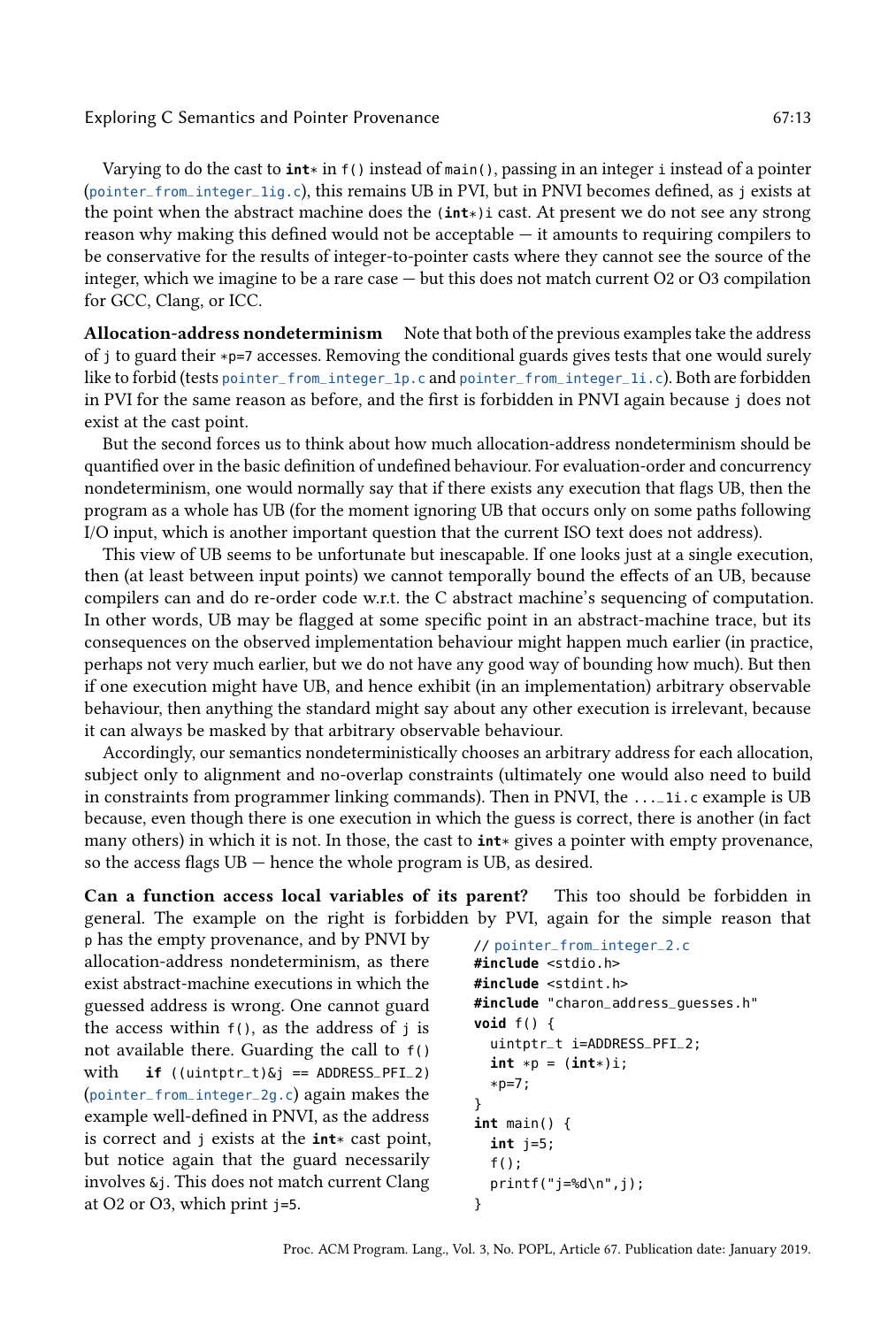Varying to do the cast to **int*** in f() instead of main(), passing in an integer i instead of a pointer (pointer_from_integer_1ig.c), this remains UB in PVI, but in PNVI becomes defined, as j exists at the point when the abstract machine does the (**int***)i cast. At present we do not see any strong reason why making this defined would not be acceptable — it amounts to requiring compilers to be conservative for the results of integer-to-pointer casts where they cannot see the source of the integer, which we imagine to be a rare case — but this does not match current O2 or O3 compilation for GCC, Clang, or ICC.

**Allocation-address nondeterminism** Note that both of the previous examples take the address of j to guard their *p=7 accesses. Removing the conditional guards gives tests that one would surely like to forbid (tests pointer_from_integer_1p.c and pointer_from_integer_1i.c). Both are forbidden in PVI for the same reason as before, and the first is forbidden in PNVI again because j does not exist at the cast point.

But the second forces us to think about how much allocation-address nondeterminism should be quantified over in the basic definition of undefined behaviour. For evaluation-order and concurrency nondeterminism, one would normally say that if there exists any execution that flags UB, then the program as a whole has UB (for the moment ignoring UB that occurs only on some paths following I/O input, which is another important question that the current ISO text does not address).

This view of UB seems to be unfortunate but inescapable. If one looks just at a single execution, then (at least between input points) we cannot temporally bound the effects of an UB, because compilers can and do re-order code w.r.t. the C abstract machine's sequencing of computation. In other words, UB may be flagged at some specific point in an abstract-machine trace, but its consequences on the observed implementation behaviour might happen much earlier (in practice, perhaps not very much earlier, but we do not have any good way of bounding how much). But then if one execution might have UB, and hence exhibit (in an implementation) arbitrary observable behaviour, then anything the standard might say about any other execution is irrelevant, because it can always be masked by that arbitrary observable behaviour.

Accordingly, our semantics nondeterministically chooses an arbitrary address for each allocation, subject only to alignment and no-overlap constraints (ultimately one would also need to build in constraints from programmer linking commands). Then in PNVI, the ..._1i.c example is UB because, even though there is one execution in which the guess is correct, there is another (in fact many others) in which it is not. In those, the cast to **int*** gives a pointer with empty provenance, so the access flags UB — hence the whole program is UB, as desired.

**Can a function access local variables of its parent?** This too should be forbidden in general. The example on the right is forbidden by PVI, again for the simple reason that p has the empty provenance, and by PNVI by allocation-address nondeterminism, as there exist abstract-machine executions in which the guessed address is wrong. One cannot guard the access within f(), as the address of j is not available there. Guarding the call to f() with `if ((uintptr_t)&j == ADDRESS_PFI_2)` (pointer_from_integer_2g.c) again makes the example well-defined in PNVI, as the address is correct and j exists at the **int*** cast point, but notice again that the guard necessarily involves &j. This does not match current Clang at O2 or O3, which print j=5.

```
// pointer_from_integer_2.c
#include <stdio.h>
#include <stdint.h>
#include "charon_address_guesses.h"
void f() {
  uintptr_t i=ADDRESS_PFI_2;
  int *p = (int*)i;
  *p=7;
}
int main() {
  int j=5;
  f();
  printf("j=%d\n",j);
}
```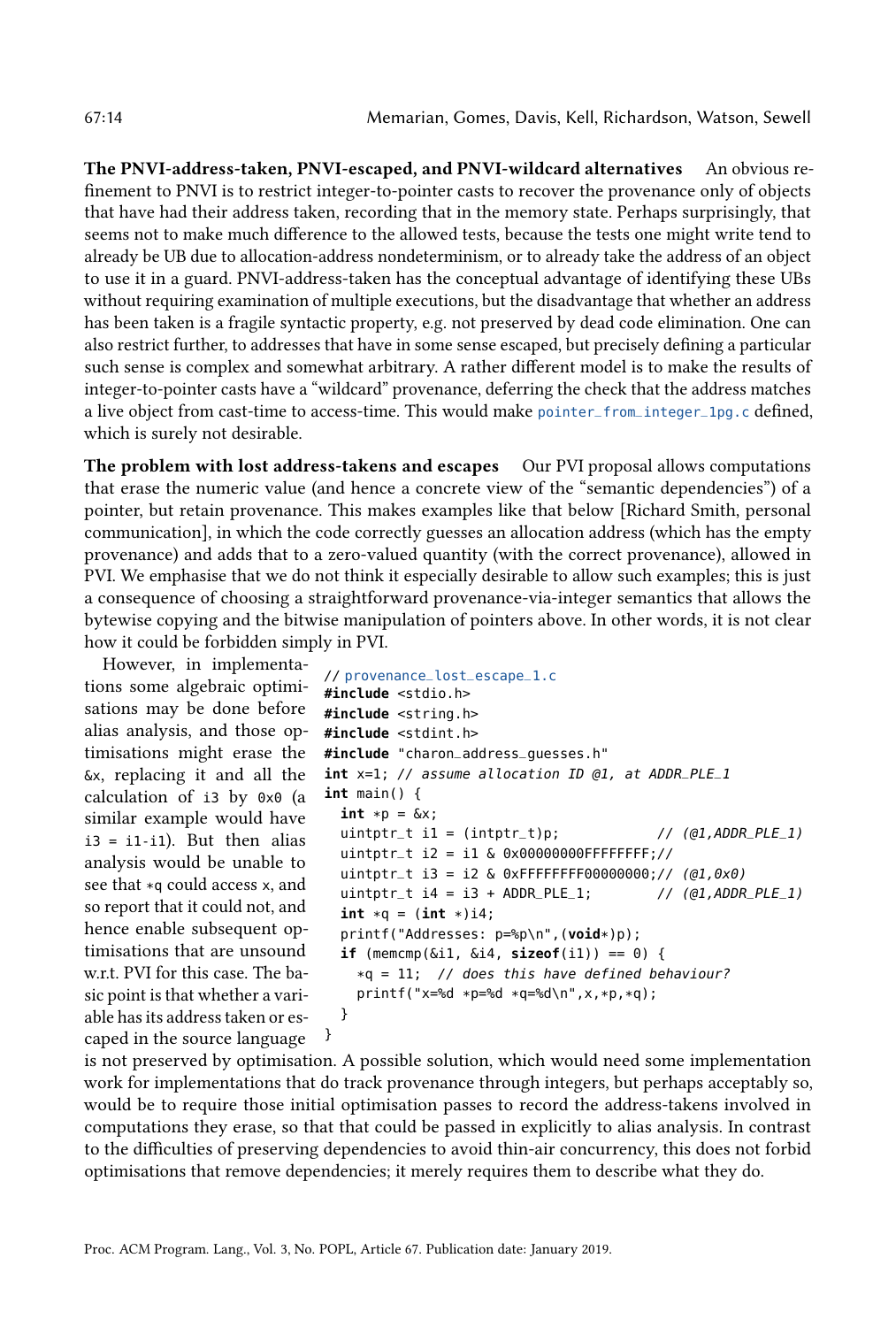**The PNVI-address-taken, PNVI-escaped, and PNVI-wildcard alternatives** An obvious refinement to PNVI is to restrict integer-to-pointer casts to recover the provenance only of objects that have had their address taken, recording that in the memory state. Perhaps surprisingly, that seems not to make much difference to the allowed tests, because the tests one might write tend to already be UB due to allocation-address nondeterminism, or to already take the address of an object to use it in a guard. PNVI-address-taken has the conceptual advantage of identifying these UBs without requiring examination of multiple executions, but the disadvantage that whether an address has been taken is a fragile syntactic property, e.g. not preserved by dead code elimination. One can also restrict further, to addresses that have in some sense escaped, but precisely defining a particular such sense is complex and somewhat arbitrary. A rather different model is to make the results of integer-to-pointer casts have a "wildcard" provenance, deferring the check that the address matches a live object from cast-time to access-time. This would make `pointer_from_integer_1pg.c` defined, which is surely not desirable.

**The problem with lost address-takens and escapes** Our PVI proposal allows computations that erase the numeric value (and hence a concrete view of the "semantic dependencies") of a pointer, but retain provenance. This makes examples like that below [Richard Smith, personal communication], in which the code correctly guesses an allocation address (which has the empty provenance) and adds that to a zero-valued quantity (with the correct provenance), allowed in PVI. We emphasise that we do not think it especially desirable to allow such examples; this is just a consequence of choosing a straightforward provenance-via-integer semantics that allows the bytewise copying and the bitwise manipulation of pointers above. In other words, it is not clear how it could be forbidden simply in PVI.

```
// provenance_lost_escape_1.c
#include <stdio.h>
#include <string.h>
#include <stdint.h>
#include "charon_address_guesses.h"
int x=1; // assume allocation ID @1, at ADDR_PLE_1
int main() {
  int *p = &x;
  uintptr_t i1 = (intptr_t)p;            // (@1,ADDR_PLE_1)
  uintptr_t i2 = i1 & 0x00000000FFFFFFFF;//
  uintptr_t i3 = i2 & 0xFFFFFFFF00000000;// (@1,0x0)
  uintptr_t i4 = i3 + ADDR_PLE_1;        // (@1,ADDR_PLE_1)
  int *q = (int *)i4;
  printf("Addresses: p=%p\n",(void*)p);
  if (memcmp(&i1, &i4, sizeof(i1)) == 0) {
    *q = 11;  // does this have defined behaviour?
    printf("x=%d *p=%d *q=%d\n",x,*p,*q);
  }
}
```

However, in implementations some algebraic optimisations may be done before alias analysis, and those optimisations might erase the `&x`, replacing it and all the calculation of `i3` by `0x0` (a similar example would have `i3 = i1-i1`). But then alias analysis would be unable to see that `*q` could access `x`, and so report that it could not, and hence enable subsequent optimisations that are unsound w.r.t. PVI for this case. The basic point is that whether a variable has its address taken or escaped in the source language is not preserved by optimisation. A possible solution, which would need some implementation work for implementations that do track provenance through integers, but perhaps acceptably so, would be to require those initial optimisation passes to record the address-takens involved in computations they erase, so that that could be passed in explicitly to alias analysis. In contrast to the difficulties of preserving dependencies to avoid thin-air concurrency, this does not forbid optimisations that remove dependencies; it merely requires them to describe what they do.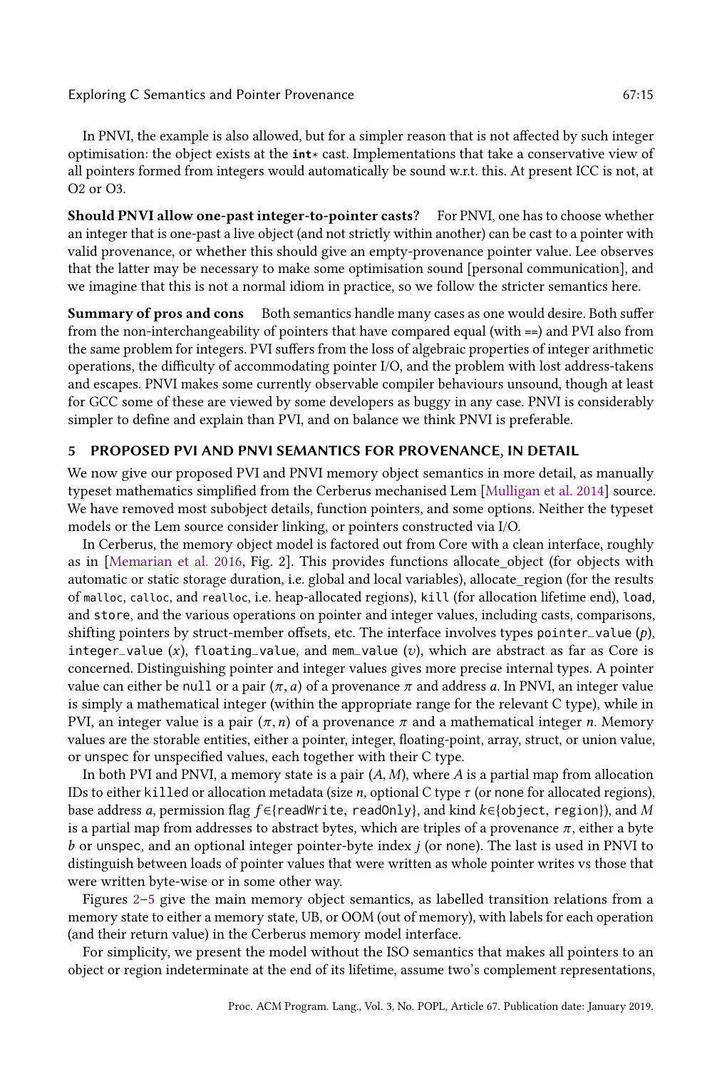In PNVI, the example is also allowed, but for a simpler reason that is not affected by such integer optimisation: the object exists at the **int**∗ cast. Implementations that take a conservative view of all pointers formed from integers would automatically be sound w.r.t. this. At present ICC is not, at O2 or O3.

**Should PNVI allow one-past integer-to-pointer casts?** For PNVI, one has to choose whether an integer that is one-past a live object (and not strictly within another) can be cast to a pointer with valid provenance, or whether this should give an empty-provenance pointer value. Lee observes that the latter may be necessary to make some optimisation sound [personal communication], and we imagine that this is not a normal idiom in practice, so we follow the stricter semantics here.

**Summary of pros and cons** Both semantics handle many cases as one would desire. Both suffer from the non-interchangeability of pointers that have compared equal (with ==) and PVI also from the same problem for integers. PVI suffers from the loss of algebraic properties of integer arithmetic operations, the difficulty of accommodating pointer I/O, and the problem with lost address-takens and escapes. PNVI makes some currently observable compiler behaviours unsound, though at least for GCC some of these are viewed by some developers as buggy in any case. PNVI is considerably simpler to define and explain than PVI, and on balance we think PNVI is preferable.

## 5 PROPOSED PVI AND PNVI SEMANTICS FOR PROVENANCE, IN DETAIL

We now give our proposed PVI and PNVI memory object semantics in more detail, as manually typeset mathematics simplified from the Cerberus mechanised Lem [Mulligan et al. 2014] source. We have removed most subobject details, function pointers, and some options. Neither the typeset models or the Lem source consider linking, or pointers constructed via I/O.

In Cerberus, the memory object model is factored out from Core with a clean interface, roughly as in [Memarian et al. 2016, Fig. 2]. This provides functions allocate_object (for objects with automatic or static storage duration, i.e. global and local variables), allocate_region (for the results of `malloc`, `calloc`, and `realloc`, i.e. heap-allocated regions), `kill` (for allocation lifetime end), `load`, and `store`, and the various operations on pointer and integer values, including casts, comparisons, shifting pointers by struct-member offsets, etc. The interface involves types `pointer_value` ($p$), `integer_value` ($x$), `floating_value`, and `mem_value` ($v$), which are abstract as far as Core is concerned. Distinguishing pointer and integer values gives more precise internal types. A pointer value can either be `null` or a pair $(\pi, a)$ of a provenance $\pi$ and address $a$. In PNVI, an integer value is simply a mathematical integer (within the appropriate range for the relevant C type), while in PVI, an integer value is a pair $(\pi, n)$ of a provenance $\pi$ and a mathematical integer $n$. Memory values are the storable entities, either a pointer, integer, floating-point, array, struct, or union value, or `unspec` for unspecified values, each together with their C type.

In both PVI and PNVI, a memory state is a pair $(A, M)$, where $A$ is a partial map from allocation IDs to either `killed` or allocation metadata (size $n$, optional C type $\tau$ (or `none` for allocated regions), base address $a$, permission flag $f \in \{$`readWrite`, `readOnly`$\}$, and kind $k \in \{$`object`, `region`$\}$), and $M$ is a partial map from addresses to abstract bytes, which are triples of a provenance $\pi$, either a byte $b$ or `unspec`, and an optional integer pointer-byte index $j$ (or `none`). The last is used in PNVI to distinguish between loads of pointer values that were written as whole pointer writes vs those that were written byte-wise or in some other way.

Figures 2–5 give the main memory object semantics, as labelled transition relations from a memory state to either a memory state, UB, or OOM (out of memory), with labels for each operation (and their return value) in the Cerberus memory model interface.

For simplicity, we present the model without the ISO semantics that makes all pointers to an object or region indeterminate at the end of its lifetime, assume two's complement representations,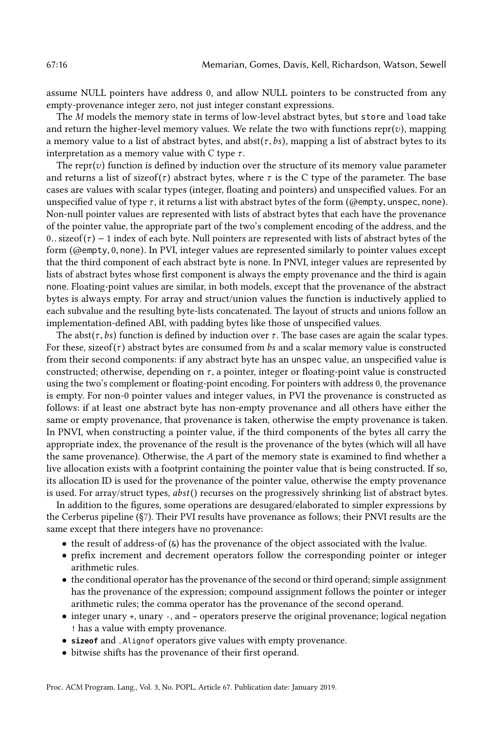assume NULL pointers have address 0, and allow NULL pointers to be constructed from any empty-provenance integer zero, not just integer constant expressions.

The $M$ models the memory state in terms of low-level abstract bytes, but `store` and `load` take and return the higher-level memory values. We relate the two with functions $\text{repr}(v)$, mapping a memory value to a list of abstract bytes, and $\text{abst}(\tau, bs)$, mapping a list of abstract bytes to its interpretation as a memory value with C type $\tau$.

The $\text{repr}(v)$ function is defined by induction over the structure of its memory value parameter and returns a list of $\text{sizeof}(\tau)$ abstract bytes, where $\tau$ is the C type of the parameter. The base cases are values with scalar types (integer, floating and pointers) and unspecified values. For an unspecified value of type $\tau$, it returns a list with abstract bytes of the form (@`empty`, `unspec`, `none`). Non-null pointer values are represented with lists of abstract bytes that each have the provenance of the pointer value, the appropriate part of the two's complement encoding of the address, and the $0..\text{sizeof}(\tau) - 1$ index of each byte. Null pointers are represented with lists of abstract bytes of the form (@`empty`, 0, `none`). In PVI, integer values are represented similarly to pointer values except that the third component of each abstract byte is `none`. In PNVI, integer values are represented by lists of abstract bytes whose first component is always the empty provenance and the third is again `none`. Floating-point values are similar, in both models, except that the provenance of the abstract bytes is always empty. For array and struct/union values the function is inductively applied to each subvalue and the resulting byte-lists concatenated. The layout of structs and unions follow an implementation-defined ABI, with padding bytes like those of unspecified values.

The $\text{abst}(\tau, bs)$ function is defined by induction over $\tau$. The base cases are again the scalar types. For these, $\text{sizeof}(\tau)$ abstract bytes are consumed from $bs$ and a scalar memory value is constructed from their second components: if any abstract byte has an `unspec` value, an unspecified value is constructed; otherwise, depending on $\tau$, a pointer, integer or floating-point value is constructed using the two's complement or floating-point encoding. For pointers with address 0, the provenance is empty. For non-0 pointer values and integer values, in PVI the provenance is constructed as follows: if at least one abstract byte has non-empty provenance and all others have either the same or empty provenance, that provenance is taken, otherwise the empty provenance is taken. In PNVI, when constructing a pointer value, if the third components of the bytes all carry the appropriate index, the provenance of the result is the provenance of the bytes (which will all have the same provenance). Otherwise, the $A$ part of the memory state is examined to find whether a live allocation exists with a footprint containing the pointer value that is being constructed. If so, its allocation ID is used for the provenance of the pointer value, otherwise the empty provenance is used. For array/struct types, $abst()$ recurses on the progressively shrinking list of abstract bytes.

In addition to the figures, some operations are desugared/elaborated to simpler expressions by the Cerberus pipeline (§7). Their PVI results have provenance as follows; their PNVI results are the same except that there integers have no provenance:

- the result of address-of (`&`) has the provenance of the object associated with the lvalue.
- prefix increment and decrement operators follow the corresponding pointer or integer arithmetic rules.
- the conditional operator has the provenance of the second or third operand; simple assignment has the provenance of the expression; compound assignment follows the pointer or integer arithmetic rules; the comma operator has the provenance of the second operand.
- integer unary `+`, unary `-`, and `~` operators preserve the original provenance; logical negation `!` has a value with empty provenance.
- **`sizeof`** and `_Alignof` operators give values with empty provenance.
- bitwise shifts has the provenance of their first operand.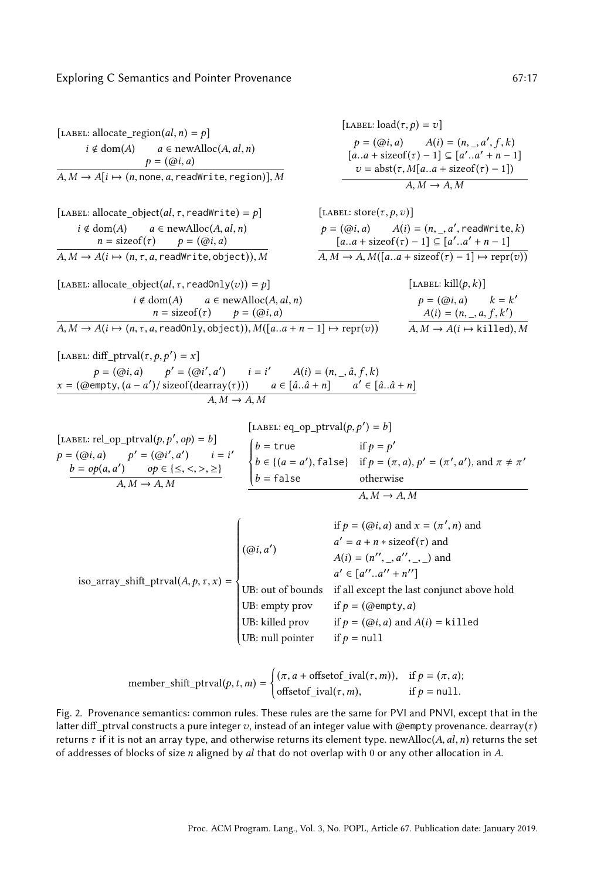$$\frac{[\text{LABEL: allocate\_region}(al, n) = p] \quad i \notin \text{dom}(A) \quad a \in \text{newAlloc}(A, al, n) \quad p = (@i, a)}{A, M \to A[i \mapsto (n, \text{none}, a, \texttt{readWrite}, \text{region})], M}$$

$$\frac{[\text{LABEL: load}(\tau, p) = v] \quad p = (@i, a) \quad A(i) = (n, \_, a', f, k) \quad [a..a + \text{sizeof}(\tau) - 1] \subseteq [a'..a' + n - 1] \quad v = \text{abst}(\tau, M[a..a + \text{sizeof}(\tau) - 1])}{A, M \to A, M}$$

$$\frac{[\text{LABEL: allocate\_object}(al, \tau, \texttt{readWrite}) = p] \quad i \notin \text{dom}(A) \quad a \in \text{newAlloc}(A, al, n) \quad n = \text{sizeof}(\tau) \quad p = (@i, a)}{A, M \to A(i \mapsto (n, \tau, a, \texttt{readWrite}, \text{object})), M}$$

$$\frac{[\text{LABEL: store}(\tau, p, v)] \quad p = (@i, a) \quad A(i) = (n, \_, a', \texttt{readWrite}, k) \quad [a..a + \text{sizeof}(\tau) - 1] \subseteq [a'..a' + n - 1]}{A, M \to A, M([a..a + \text{sizeof}(\tau) - 1] \mapsto \text{repr}(v))}$$

$$\frac{[\text{LABEL: allocate\_object}(al, \tau, \texttt{readOnly}(v)) = p] \quad i \notin \text{dom}(A) \quad a \in \text{newAlloc}(A, al, n) \quad n = \text{sizeof}(\tau) \quad p = (@i, a)}{A, M \to A(i \mapsto (n, \tau, a, \texttt{readOnly}, \text{object})), M([a..a + n - 1] \mapsto \text{repr}(v))}$$

$$\frac{[\text{LABEL: kill}(p, k)] \quad p = (@i, a) \quad k = k' \quad A(i) = (n, \_, a, f, k')}{A, M \to A(i \mapsto \texttt{killed}), M}$$

$$\frac{\begin{array}{c}[\text{LABEL: diff\_ptrval}(\tau, p, p') = x] \\ p = (@i, a) \quad p' = (@i', a') \quad i = i' \quad A(i) = (n, \_, \hat{a}, f, k) \\ x = (@\texttt{empty}, (a - a')/\,\text{sizeof}(\text{dearray}(\tau))) \quad a \in [\hat{a}..\hat{a} + n] \quad a' \in [\hat{a}..\hat{a} + n]\end{array}}{A, M \to A, M}$$

$$\frac{[\text{LABEL: rel\_op\_ptrval}(p, p', op) = b] \quad p = (@i, a) \quad p' = (@i', a') \quad i = i' \quad b = op(a, a') \quad op \in \{\leq, <, >, \geq\}}{A, M \to A, M}$$

$$\frac{[\text{LABEL: eq\_op\_ptrval}(p, p') = b] \quad \begin{cases} b = \texttt{true} & \text{if } p = p' \\ b \in \{(a = a'), \texttt{false}\} & \text{if } p = (\pi, a), p' = (\pi', a'), \text{ and } \pi \neq \pi' \\ b = \texttt{false} & \text{otherwise} \end{cases}}{A, M \to A, M}$$

$$\text{iso\_array\_shift\_ptrval}(A, p, \tau, x) = \begin{cases} (@i, a') & \text{if } p = (@i, a) \text{ and } x = (\pi', n) \text{ and } a' = a + n * \text{sizeof}(\tau) \text{ and } A(i) = (n'', \_, a'', \_, \_) \text{ and } a' \in [a''..a'' + n''] \\ \text{UB: out of bounds} & \text{if all except the last conjunct above hold} \\ \text{UB: empty prov} & \text{if } p = (@\texttt{empty}, a) \\ \text{UB: killed prov} & \text{if } p = (@i, a) \text{ and } A(i) = \texttt{killed} \\ \text{UB: null pointer} & \text{if } p = \texttt{null} \end{cases}$$

$$\text{member\_shift\_ptrval}(p, t, m) = \begin{cases} (\pi, a + \text{offsetof\_ival}(\tau, m)), & \text{if } p = (\pi, a); \\ \text{offsetof\_ival}(\tau, m), & \text{if } p = \texttt{null}. \end{cases}$$

Fig. 2. Provenance semantics: common rules. These rules are the same for PVI and PNVI, except that in the latter diff_ptrval constructs a pure integer $v$, instead of an integer value with @empty provenance. dearray($\tau$) returns $\tau$ if it is not an array type, and otherwise returns its element type. newAlloc($A$, $al$, $n$) returns the set of addresses of blocks of size $n$ aligned by $al$ that do not overlap with 0 or any other allocation in $A$.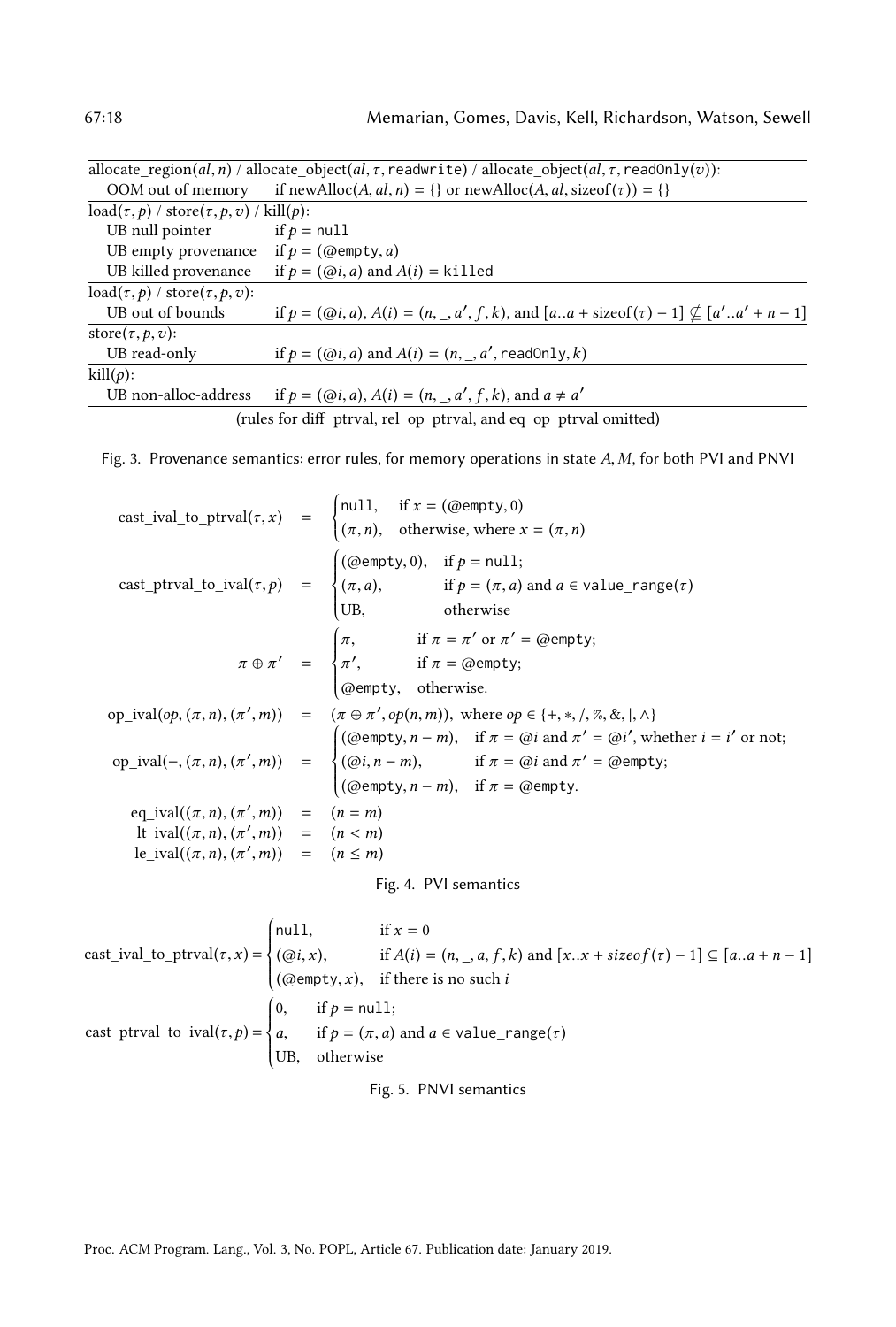| allocate_region($al, n$) / allocate_object($al, \tau$, readwrite) / allocate_object($al, \tau$, readOnly($v$)): | |
|---|---|
| OOM out of memory | if newAlloc($A, al, n$) = {} or newAlloc($A, al$, sizeof($\tau$)) = {} |
| load($\tau, p$) / store($\tau, p, v$) / kill($p$): | |
| UB null pointer | if $p = \texttt{null}$ |
| UB empty provenance | if $p = (@\texttt{empty}, a)$ |
| UB killed provenance | if $p = (@i, a)$ and $A(i) = \texttt{killed}$ |
| load($\tau, p$) / store($\tau, p, v$): | |
| UB out of bounds | if $p = (@i, a)$, $A(i) = (n, \_, a', f, k)$, and $[a..a + \text{sizeof}(\tau) - 1] \nsubseteq [a'..a' + n - 1]$ |
| store($\tau, p, v$): | |
| UB read-only | if $p = (@i, a)$ and $A(i) = (n, \_, a', \texttt{readOnly}, k)$ |
| kill($p$): | |
| UB non-alloc-address | if $p = (@i, a)$, $A(i) = (n, \_, a', f, k)$, and $a \neq a'$ |

(rules for diff_ptrval, rel_op_ptrval, and eq_op_ptrval omitted)

Fig. 3. Provenance semantics: error rules, for memory operations in state $A, M$, for both PVI and PNVI

$$\text{cast\_ival\_to\_ptrval}(\tau, x) = \begin{cases} \texttt{null}, & \text{if } x = (@\texttt{empty}, 0) \\ (\pi, n), & \text{otherwise, where } x = (\pi, n) \end{cases}$$

$$\text{cast\_ptrval\_to\_ival}(\tau, p) = \begin{cases} (@\texttt{empty}, 0), & \text{if } p = \texttt{null}; \\ (\pi, a), & \text{if } p = (\pi, a) \text{ and } a \in \texttt{value\_range}(\tau) \\ \text{UB}, & \text{otherwise} \end{cases}$$

$$\pi \oplus \pi' = \begin{cases} \pi, & \text{if } \pi = \pi' \text{ or } \pi' = @\texttt{empty}; \\ \pi', & \text{if } \pi = @\texttt{empty}; \\ @\texttt{empty}, & \text{otherwise.} \end{cases}$$

$$\text{op\_ival}(op, (\pi, n), (\pi', m)) = (\pi \oplus \pi', op(n, m)), \text{ where } op \in \{+, *, /, \%, \&, |, \wedge\}$$

$$\text{op\_ival}(-, (\pi, n), (\pi', m)) = \begin{cases} (@\texttt{empty}, n - m), & \text{if } \pi = @i \text{ and } \pi' = @i', \text{ whether } i = i' \text{ or not;} \\ (@i, n - m), & \text{if } \pi = @i \text{ and } \pi' = @\texttt{empty}; \\ (@\texttt{empty}, n - m), & \text{if } \pi = @\texttt{empty}. \end{cases}$$

$$\begin{aligned} \text{eq\_ival}((\pi, n), (\pi', m)) &= (n = m) \\ \text{lt\_ival}((\pi, n), (\pi', m)) &= (n < m) \\ \text{le\_ival}((\pi, n), (\pi', m)) &= (n \leq m) \end{aligned}$$

Fig. 4. PVI semantics

$$\text{cast\_ival\_to\_ptrval}(\tau, x) = \begin{cases} \texttt{null}, & \text{if } x = 0 \\ (@i, x), & \text{if } A(i) = (n, \_, a, f, k) \text{ and } [x..x + sizeof(\tau) - 1] \subseteq [a..a + n - 1] \\ (@\texttt{empty}, x), & \text{if there is no such } i \end{cases}$$

$$\text{cast\_ptrval\_to\_ival}(\tau, p) = \begin{cases} 0, & \text{if } p = \texttt{null}; \\ a, & \text{if } p = (\pi, a) \text{ and } a \in \texttt{value\_range}(\tau) \\ \text{UB}, & \text{otherwise} \end{cases}$$

Fig. 5. PNVI semantics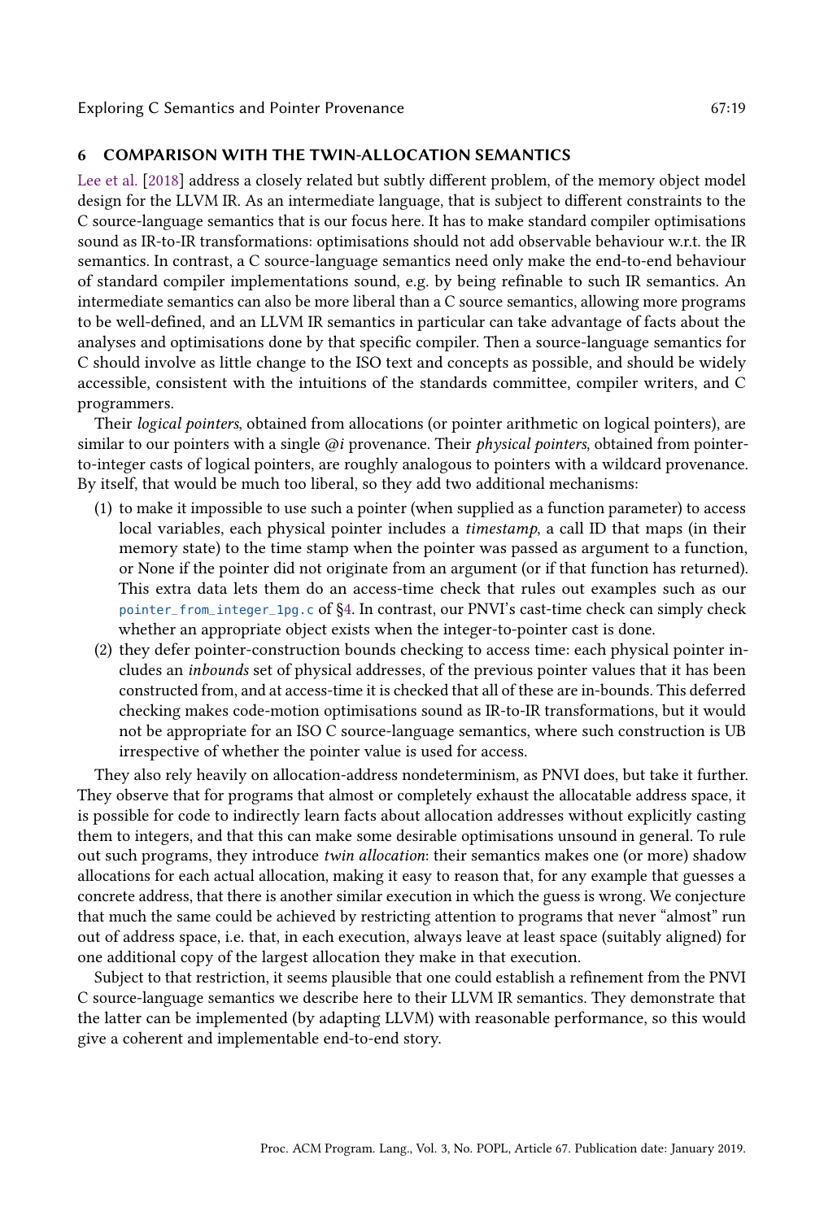## 6 COMPARISON WITH THE TWIN-ALLOCATION SEMANTICS

Lee et al. [2018] address a closely related but subtly different problem, of the memory object model design for the LLVM IR. As an intermediate language, that is subject to different constraints to the C source-language semantics that is our focus here. It has to make standard compiler optimisations sound as IR-to-IR transformations: optimisations should not add observable behaviour w.r.t. the IR semantics. In contrast, a C source-language semantics need only make the end-to-end behaviour of standard compiler implementations sound, e.g. by being refinable to such IR semantics. An intermediate semantics can also be more liberal than a C source semantics, allowing more programs to be well-defined, and an LLVM IR semantics in particular can take advantage of facts about the analyses and optimisations done by that specific compiler. Then a source-language semantics for C should involve as little change to the ISO text and concepts as possible, and should be widely accessible, consistent with the intuitions of the standards committee, compiler writers, and C programmers.

Their *logical pointers*, obtained from allocations (or pointer arithmetic on logical pointers), are similar to our pointers with a single @*i* provenance. Their *physical pointers*, obtained from pointer-to-integer casts of logical pointers, are roughly analogous to pointers with a wildcard provenance. By itself, that would be much too liberal, so they add two additional mechanisms:

1. to make it impossible to use such a pointer (when supplied as a function parameter) to access local variables, each physical pointer includes a *timestamp*, a call ID that maps (in their memory state) to the time stamp when the pointer was passed as argument to a function, or None if the pointer did not originate from an argument (or if that function has returned). This extra data lets them do an access-time check that rules out examples such as our `pointer_from_integer_1pg.c` of §4. In contrast, our PNVI's cast-time check can simply check whether an appropriate object exists when the integer-to-pointer cast is done.
2. they defer pointer-construction bounds checking to access time: each physical pointer includes an *inbounds* set of physical addresses, of the previous pointer values that it has been constructed from, and at access-time it is checked that all of these are in-bounds. This deferred checking makes code-motion optimisations sound as IR-to-IR transformations, but it would not be appropriate for an ISO C source-language semantics, where such construction is UB irrespective of whether the pointer value is used for access.

They also rely heavily on allocation-address nondeterminism, as PNVI does, but take it further. They observe that for programs that almost or completely exhaust the allocatable address space, it is possible for code to indirectly learn facts about allocation addresses without explicitly casting them to integers, and that this can make some desirable optimisations unsound in general. To rule out such programs, they introduce *twin allocation*: their semantics makes one (or more) shadow allocations for each actual allocation, making it easy to reason that, for any example that guesses a concrete address, that there is another similar execution in which the guess is wrong. We conjecture that much the same could be achieved by restricting attention to programs that never "almost" run out of address space, i.e. that, in each execution, always leave at least space (suitably aligned) for one additional copy of the largest allocation they make in that execution.

Subject to that restriction, it seems plausible that one could establish a refinement from the PNVI C source-language semantics we describe here to their LLVM IR semantics. They demonstrate that the latter can be implemented (by adapting LLVM) with reasonable performance, so this would give a coherent and implementable end-to-end story.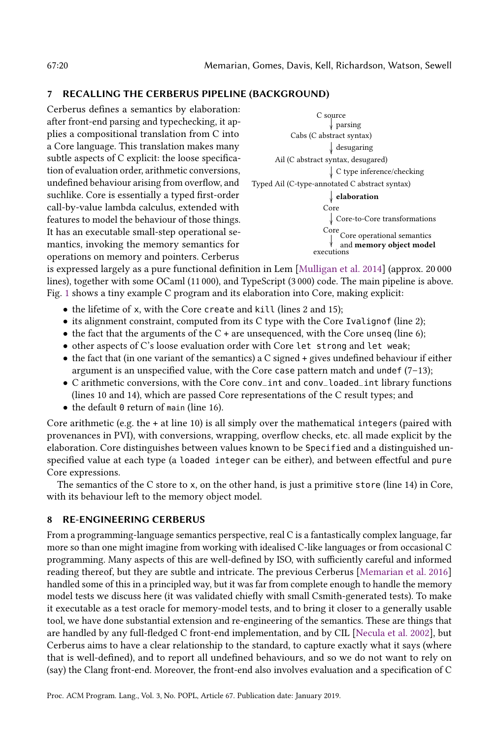## 7 RECALLING THE CERBERUS PIPELINE (BACKGROUND)

Cerberus defines a semantics by elaboration: after front-end parsing and typechecking, it applies a compositional translation from C into a Core language. This translation makes many subtle aspects of C explicit: the loose specification of evaluation order, arithmetic conversions, undefined behaviour arising from overflow, and suchlike. Core is essentially a typed first-order call-by-value lambda calculus, extended with features to model the behaviour of those things. It has an executable small-step operational semantics, invoking the memory semantics for operations on memory and pointers. Cerberus is expressed largely as a pure functional definition in Lem [Mulligan et al. 2014] (approx. 20 000 lines), together with some OCaml (11 000), and TypeScript (3 000) code. The main pipeline is above. Fig. 1 shows a tiny example C program and its elaboration into Core, making explicit:

```
C source
  ↓ parsing
Cabs (C abstract syntax)
  ↓ desugaring
Ail (C abstract syntax, desugared)
  ↓ C type inference/checking
Typed Ail (C-type-annotated C abstract syntax)
  ↓ elaboration
Core
  ↓ Core-to-Core transformations
Core
  ↓ Core operational semantics
    and memory object model
executions
```

- the lifetime of `x`, with the Core `create` and `kill` (lines 2 and 15);
- its alignment constraint, computed from its C type with the Core `Ivalignof` (line 2);
- the fact that the arguments of the C `+` are unsequenced, with the Core `unseq` (line 6);
- other aspects of C's loose evaluation order with Core `let strong` and `let weak`;
- the fact that (in one variant of the semantics) a C signed `+` gives undefined behaviour if either argument is an unspecified value, with the Core `case` pattern match and `undef` (7–13);
- C arithmetic conversions, with the Core `conv_int` and `conv_loaded_int` library functions (lines 10 and 14), which are passed Core representations of the C result types; and
- the default `0` return of `main` (line 16).

Core arithmetic (e.g. the `+` at line 10) is all simply over the mathematical `integers` (paired with provenances in PVI), with conversions, wrapping, overflow checks, etc. all made explicit by the elaboration. Core distinguishes between values known to be `Specified` and a distinguished unspecified value at each type (a `loaded integer` can be either), and between effectful and `pure` Core expressions.

The semantics of the C store to `x`, on the other hand, is just a primitive `store` (line 14) in Core, with its behaviour left to the memory object model.

## 8 RE-ENGINEERING CERBERUS

From a programming-language semantics perspective, real C is a fantastically complex language, far more so than one might imagine from working with idealised C-like languages or from occasional C programming. Many aspects of this are well-defined by ISO, with sufficiently careful and informed reading thereof, but they are subtle and intricate. The previous Cerberus [Memarian et al. 2016] handled some of this in a principled way, but it was far from complete enough to handle the memory model tests we discuss here (it was validated chiefly with small Csmith-generated tests). To make it executable as a test oracle for memory-model tests, and to bring it closer to a generally usable tool, we have done substantial extension and re-engineering of the semantics. These are things that are handled by any full-fledged C front-end implementation, and by CIL [Necula et al. 2002], but Cerberus aims to have a clear relationship to the standard, to capture exactly what it says (where that is well-defined), and to report all undefined behaviours, and so we do not want to rely on (say) the Clang front-end. Moreover, the front-end also involves evaluation and a specification of C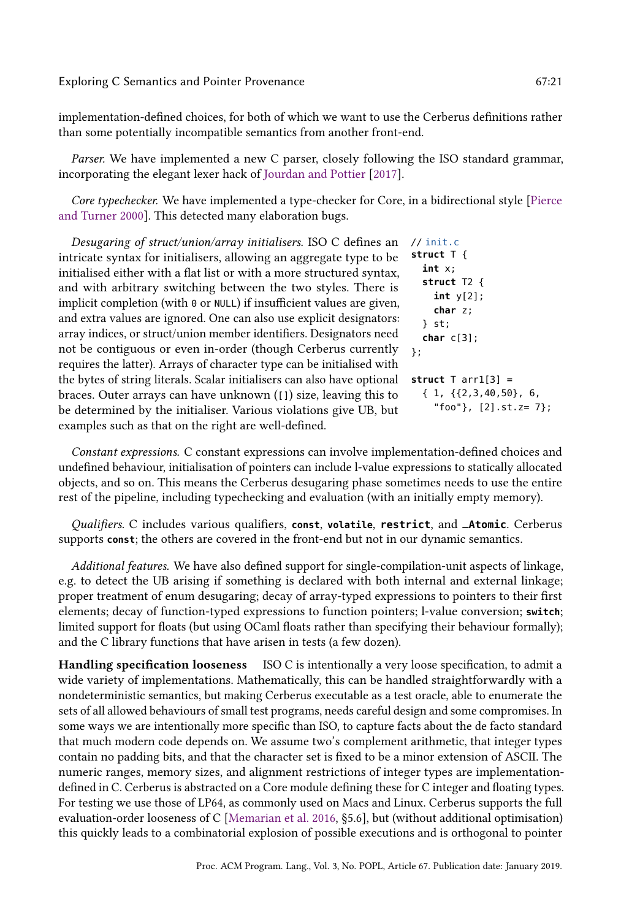implementation-defined choices, for both of which we want to use the Cerberus definitions rather than some potentially incompatible semantics from another front-end.

*Parser.* We have implemented a new C parser, closely following the ISO standard grammar, incorporating the elegant lexer hack of Jourdan and Pottier [2017].

*Core typechecker.* We have implemented a type-checker for Core, in a bidirectional style [Pierce and Turner 2000]. This detected many elaboration bugs.

*Desugaring of struct/union/array initialisers.* ISO C defines an intricate syntax for initialisers, allowing an aggregate type to be initialised either with a flat list or with a more structured syntax, and with arbitrary switching between the two styles. There is implicit completion (with `0` or `NULL`) if insufficient values are given, and extra values are ignored. One can also use explicit designators: array indices, or struct/union member identifiers. Designators need not be contiguous or even in-order (though Cerberus currently requires the latter). Arrays of character type can be initialised with the bytes of string literals. Scalar initialisers can also have optional braces. Outer arrays can have unknown (`[]`) size, leaving this to be determined by the initialiser. Various violations give UB, but examples such as that on the right are well-defined.

```
// init.c
struct T {
  int x;
  struct T2 {
    int y[2];
    char z;
  } st;
  char c[3];
};

struct T arr1[3] =
  { 1, {{2,3,40,50}, 6,
    "foo"}, [2].st.z= 7};
```

*Constant expressions.* C constant expressions can involve implementation-defined choices and undefined behaviour, initialisation of pointers can include l-value expressions to statically allocated objects, and so on. This means the Cerberus desugaring phase sometimes needs to use the entire rest of the pipeline, including typechecking and evaluation (with an initially empty memory).

*Qualifiers.* C includes various qualifiers, **`const`**, **`volatile`**, **`restrict`**, and **`_Atomic`**. Cerberus supports **`const`**; the others are covered in the front-end but not in our dynamic semantics.

*Additional features.* We have also defined support for single-compilation-unit aspects of linkage, e.g. to detect the UB arising if something is declared with both internal and external linkage; proper treatment of enum desugaring; decay of array-typed expressions to pointers to their first elements; decay of function-typed expressions to function pointers; l-value conversion; **`switch`**; limited support for floats (but using OCaml floats rather than specifying their behaviour formally); and the C library functions that have arisen in tests (a few dozen).

**Handling specification looseness** ISO C is intentionally a very loose specification, to admit a wide variety of implementations. Mathematically, this can be handled straightforwardly with a nondeterministic semantics, but making Cerberus executable as a test oracle, able to enumerate the sets of all allowed behaviours of small test programs, needs careful design and some compromises. In some ways we are intentionally more specific than ISO, to capture facts about the de facto standard that much modern code depends on. We assume two's complement arithmetic, that integer types contain no padding bits, and that the character set is fixed to be a minor extension of ASCII. The numeric ranges, memory sizes, and alignment restrictions of integer types are implementation-defined in C. Cerberus is abstracted on a Core module defining these for C integer and floating types. For testing we use those of LP64, as commonly used on Macs and Linux. Cerberus supports the full evaluation-order looseness of C [Memarian et al. 2016, §5.6], but (without additional optimisation) this quickly leads to a combinatorial explosion of possible executions and is orthogonal to pointer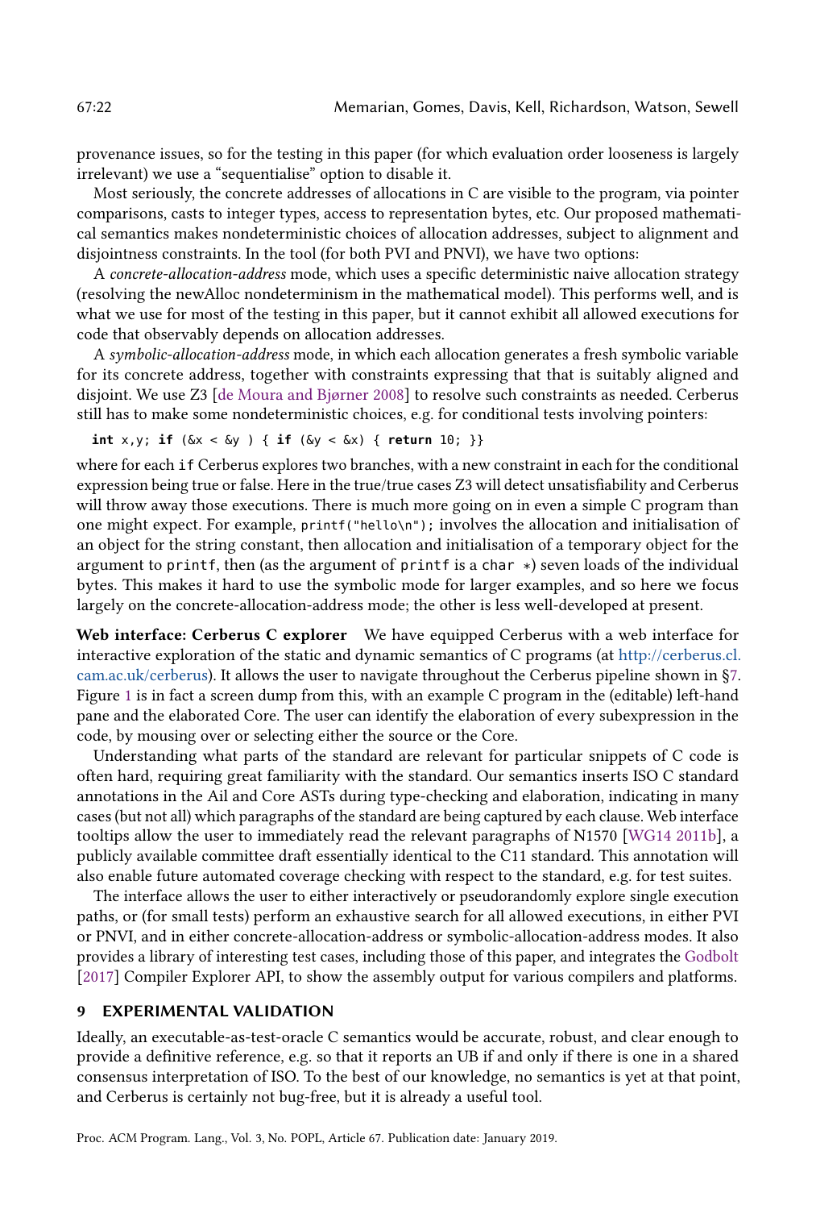provenance issues, so for the testing in this paper (for which evaluation order looseness is largely irrelevant) we use a "sequentialise" option to disable it.

Most seriously, the concrete addresses of allocations in C are visible to the program, via pointer comparisons, casts to integer types, access to representation bytes, etc. Our proposed mathematical semantics makes nondeterministic choices of allocation addresses, subject to alignment and disjointness constraints. In the tool (for both PVI and PNVI), we have two options:

A *concrete-allocation-address* mode, which uses a specific deterministic naive allocation strategy (resolving the newAlloc nondeterminism in the mathematical model). This performs well, and is what we use for most of the testing in this paper, but it cannot exhibit all allowed executions for code that observably depends on allocation addresses.

A *symbolic-allocation-address* mode, in which each allocation generates a fresh symbolic variable for its concrete address, together with constraints expressing that that is suitably aligned and disjoint. We use Z3 [de Moura and Bjørner 2008] to resolve such constraints as needed. Cerberus still has to make some nondeterministic choices, e.g. for conditional tests involving pointers:

```
int x,y; if (&x < &y ) { if (&y < &x) { return 10; }}
```

where for each `if` Cerberus explores two branches, with a new constraint in each for the conditional expression being true or false. Here in the true/true cases Z3 will detect unsatisfiability and Cerberus will throw away those executions. There is much more going on in even a simple C program than one might expect. For example, `printf("hello\n");` involves the allocation and initialisation of an object for the string constant, then allocation and initialisation of a temporary object for the argument to `printf`, then (as the argument of `printf` is a `char *`) seven loads of the individual bytes. This makes it hard to use the symbolic mode for larger examples, and so here we focus largely on the concrete-allocation-address mode; the other is less well-developed at present.

**Web interface: Cerberus C explorer** We have equipped Cerberus with a web interface for interactive exploration of the static and dynamic semantics of C programs (at http://cerberus.cl.cam.ac.uk/cerberus). It allows the user to navigate throughout the Cerberus pipeline shown in §7. Figure 1 is in fact a screen dump from this, with an example C program in the (editable) left-hand pane and the elaborated Core. The user can identify the elaboration of every subexpression in the code, by mousing over or selecting either the source or the Core.

Understanding what parts of the standard are relevant for particular snippets of C code is often hard, requiring great familiarity with the standard. Our semantics inserts ISO C standard annotations in the Ail and Core ASTs during type-checking and elaboration, indicating in many cases (but not all) which paragraphs of the standard are being captured by each clause. Web interface tooltips allow the user to immediately read the relevant paragraphs of N1570 [WG14 2011b], a publicly available committee draft essentially identical to the C11 standard. This annotation will also enable future automated coverage checking with respect to the standard, e.g. for test suites.

The interface allows the user to either interactively or pseudorandomly explore single execution paths, or (for small tests) perform an exhaustive search for all allowed executions, in either PVI or PNVI, and in either concrete-allocation-address or symbolic-allocation-address modes. It also provides a library of interesting test cases, including those of this paper, and integrates the Godbolt [2017] Compiler Explorer API, to show the assembly output for various compilers and platforms.

## 9 EXPERIMENTAL VALIDATION

Ideally, an executable-as-test-oracle C semantics would be accurate, robust, and clear enough to provide a definitive reference, e.g. so that it reports an UB if and only if there is one in a shared consensus interpretation of ISO. To the best of our knowledge, no semantics is yet at that point, and Cerberus is certainly not bug-free, but it is already a useful tool.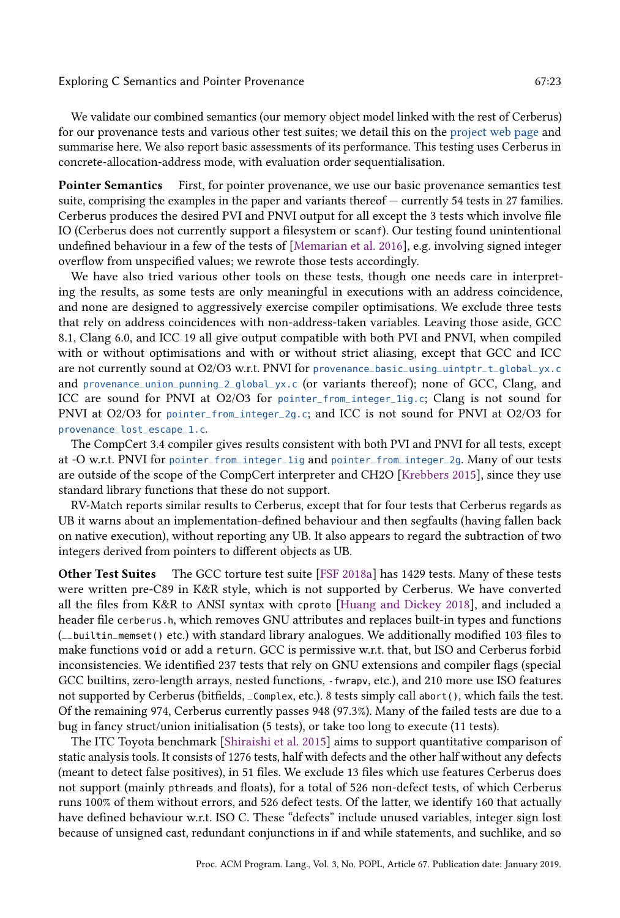We validate our combined semantics (our memory object model linked with the rest of Cerberus) for our provenance tests and various other test suites; we detail this on the project web page and summarise here. We also report basic assessments of its performance. This testing uses Cerberus in concrete-allocation-address mode, with evaluation order sequentialisation.

**Pointer Semantics** First, for pointer provenance, we use our basic provenance semantics test suite, comprising the examples in the paper and variants thereof — currently 54 tests in 27 families. Cerberus produces the desired PVI and PNVI output for all except the 3 tests which involve file IO (Cerberus does not currently support a filesystem or `scanf`). Our testing found unintentional undefined behaviour in a few of the tests of [Memarian et al. 2016], e.g. involving signed integer overflow from unspecified values; we rewrote those tests accordingly.

We have also tried various other tools on these tests, though one needs care in interpreting the results, as some tests are only meaningful in executions with an address coincidence, and none are designed to aggressively exercise compiler optimisations. We exclude three tests that rely on address coincidences with non-address-taken variables. Leaving those aside, GCC 8.1, Clang 6.0, and ICC 19 all give output compatible with both PVI and PNVI, when compiled with or without optimisations and with or without strict aliasing, except that GCC and ICC are not currently sound at O2/O3 w.r.t. PNVI for `provenance_basic_using_uintptr_t_global_yx.c` and `provenance_union_punning_2_global_yx.c` (or variants thereof); none of GCC, Clang, and ICC are sound for PNVI at O2/O3 for `pointer_from_integer_1ig.c`; Clang is not sound for PNVI at O2/O3 for `pointer_from_integer_2g.c`; and ICC is not sound for PNVI at O2/O3 for `provenance_lost_escape_1.c`.

The CompCert 3.4 compiler gives results consistent with both PVI and PNVI for all tests, except at -O w.r.t. PNVI for `pointer_from_integer_1ig` and `pointer_from_integer_2g`. Many of our tests are outside of the scope of the CompCert interpreter and CH2O [Krebbers 2015], since they use standard library functions that these do not support.

RV-Match reports similar results to Cerberus, except that for four tests that Cerberus regards as UB it warns about an implementation-defined behaviour and then segfaults (having fallen back on native execution), without reporting any UB. It also appears to regard the subtraction of two integers derived from pointers to different objects as UB.

**Other Test Suites** The GCC torture test suite [FSF 2018a] has 1429 tests. Many of these tests were written pre-C89 in K&R style, which is not supported by Cerberus. We have converted all the files from K&R to ANSI syntax with `cproto` [Huang and Dickey 2018], and included a header file `cerberus.h`, which removes GNU attributes and replaces built-in types and functions (`__builtin_memset()` etc.) with standard library analogues. We additionally modified 103 files to make functions `void` or add a `return`. GCC is permissive w.r.t. that, but ISO and Cerberus forbid inconsistencies. We identified 237 tests that rely on GNU extensions and compiler flags (special GCC builtins, zero-length arrays, nested functions, `-fwrapv`, etc.), and 210 more use ISO features not supported by Cerberus (bitfields, `_Complex`, etc.). 8 tests simply call `abort()`, which fails the test. Of the remaining 974, Cerberus currently passes 948 (97.3%). Many of the failed tests are due to a bug in fancy struct/union initialisation (5 tests), or take too long to execute (11 tests).

The ITC Toyota benchmark [Shiraishi et al. 2015] aims to support quantitative comparison of static analysis tools. It consists of 1276 tests, half with defects and the other half without any defects (meant to detect false positives), in 51 files. We exclude 13 files which use features Cerberus does not support (mainly `pthreads` and floats), for a total of 526 non-defect tests, of which Cerberus runs 100% of them without errors, and 526 defect tests. Of the latter, we identify 160 that actually have defined behaviour w.r.t. ISO C. These "defects" include unused variables, integer sign lost because of unsigned cast, redundant conjunctions in if and while statements, and suchlike, and so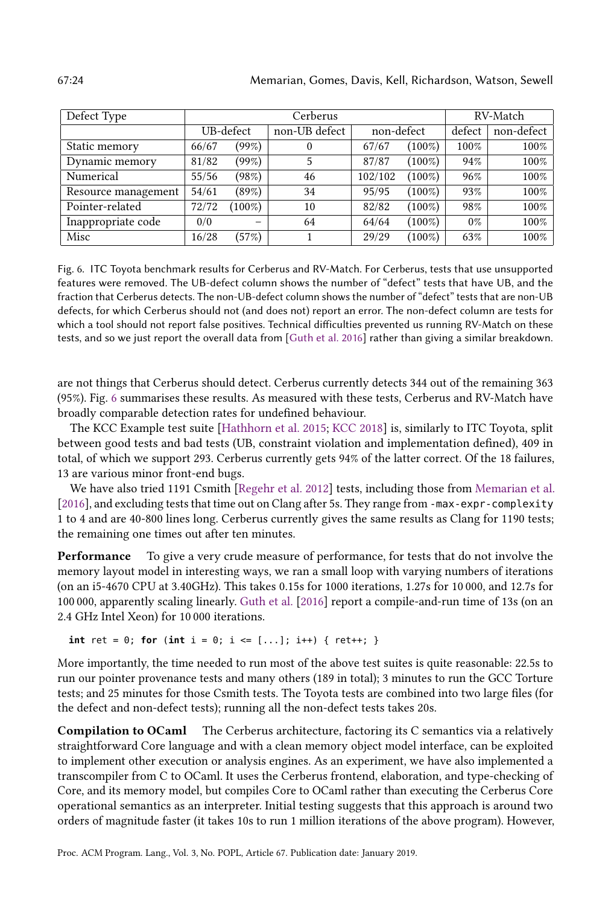| Defect Type | Cerberus | | | | | RV-Match | |
|---|---|---|---|---|---|---|---|
| | UB-defect | | non-UB defect | non-defect | | defect | non-defect |
| Static memory | 66/67 | (99%) | 0 | 67/67 | (100%) | 100% | 100% |
| Dynamic memory | 81/82 | (99%) | 5 | 87/87 | (100%) | 94% | 100% |
| Numerical | 55/56 | (98%) | 46 | 102/102 | (100%) | 96% | 100% |
| Resource management | 54/61 | (89%) | 34 | 95/95 | (100%) | 93% | 100% |
| Pointer-related | 72/72 | (100%) | 10 | 82/82 | (100%) | 98% | 100% |
| Inappropriate code | 0/0 | – | 64 | 64/64 | (100%) | 0% | 100% |
| Misc | 16/28 | (57%) | 1 | 29/29 | (100%) | 63% | 100% |

Fig. 6. ITC Toyota benchmark results for Cerberus and RV-Match. For Cerberus, tests that use unsupported features were removed. The UB-defect column shows the number of "defect" tests that have UB, and the fraction that Cerberus detects. The non-UB-defect column shows the number of "defect" tests that are non-UB defects, for which Cerberus should not (and does not) report an error. The non-defect column are tests for which a tool should not report false positives. Technical difficulties prevented us running RV-Match on these tests, and so we just report the overall data from [Guth et al. 2016] rather than giving a similar breakdown.

are not things that Cerberus should detect. Cerberus currently detects 344 out of the remaining 363 (95%). Fig. 6 summarises these results. As measured with these tests, Cerberus and RV-Match have broadly comparable detection rates for undefined behaviour.

The KCC Example test suite [Hathhorn et al. 2015; KCC 2018] is, similarly to ITC Toyota, split between good tests and bad tests (UB, constraint violation and implementation defined), 409 in total, of which we support 293. Cerberus currently gets 94% of the latter correct. Of the 18 failures, 13 are various minor front-end bugs.

We have also tried 1191 Csmith [Regehr et al. 2012] tests, including those from Memarian et al. [2016], and excluding tests that time out on Clang after 5s. They range from `-max-expr-complexity` 1 to 4 and are 40-800 lines long. Cerberus currently gives the same results as Clang for 1190 tests; the remaining one times out after ten minutes.

**Performance** To give a very crude measure of performance, for tests that do not involve the memory layout model in interesting ways, we ran a small loop with varying numbers of iterations (on an i5-4670 CPU at 3.40GHz). This takes 0.15s for 1000 iterations, 1.27s for 10 000, and 12.7s for 100 000, apparently scaling linearly. Guth et al. [2016] report a compile-and-run time of 13s (on an 2.4 GHz Intel Xeon) for 10 000 iterations.

```
int ret = 0; for (int i = 0; i <= [...]; i++) { ret++; }
```

More importantly, the time needed to run most of the above test suites is quite reasonable: 22.5s to run our pointer provenance tests and many others (189 in total); 3 minutes to run the GCC Torture tests; and 25 minutes for those Csmith tests. The Toyota tests are combined into two large files (for the defect and non-defect tests); running all the non-defect tests takes 20s.

**Compilation to OCaml** The Cerberus architecture, factoring its C semantics via a relatively straightforward Core language and with a clean memory object model interface, can be exploited to implement other execution or analysis engines. As an experiment, we have also implemented a transcompiler from C to OCaml. It uses the Cerberus frontend, elaboration, and type-checking of Core, and its memory model, but compiles Core to OCaml rather than executing the Cerberus Core operational semantics as an interpreter. Initial testing suggests that this approach is around two orders of magnitude faster (it takes 10s to run 1 million iterations of the above program). However,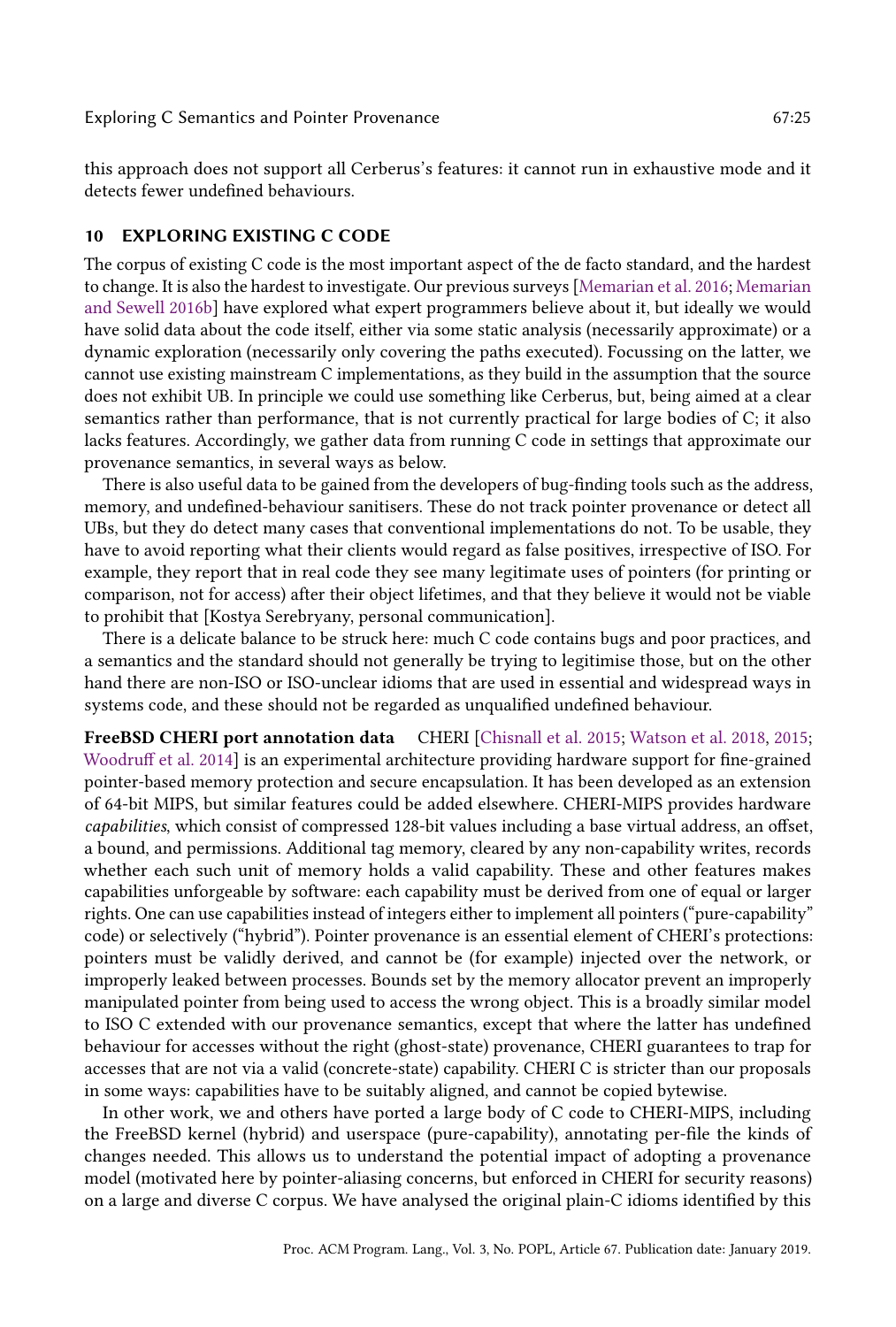this approach does not support all Cerberus's features: it cannot run in exhaustive mode and it detects fewer undefined behaviours.

## 10 EXPLORING EXISTING C CODE

The corpus of existing C code is the most important aspect of the de facto standard, and the hardest to change. It is also the hardest to investigate. Our previous surveys [Memarian et al. 2016; Memarian and Sewell 2016b] have explored what expert programmers believe about it, but ideally we would have solid data about the code itself, either via some static analysis (necessarily approximate) or a dynamic exploration (necessarily only covering the paths executed). Focussing on the latter, we cannot use existing mainstream C implementations, as they build in the assumption that the source does not exhibit UB. In principle we could use something like Cerberus, but, being aimed at a clear semantics rather than performance, that is not currently practical for large bodies of C; it also lacks features. Accordingly, we gather data from running C code in settings that approximate our provenance semantics, in several ways as below.

There is also useful data to be gained from the developers of bug-finding tools such as the address, memory, and undefined-behaviour sanitisers. These do not track pointer provenance or detect all UBs, but they do detect many cases that conventional implementations do not. To be usable, they have to avoid reporting what their clients would regard as false positives, irrespective of ISO. For example, they report that in real code they see many legitimate uses of pointers (for printing or comparison, not for access) after their object lifetimes, and that they believe it would not be viable to prohibit that [Kostya Serebryany, personal communication].

There is a delicate balance to be struck here: much C code contains bugs and poor practices, and a semantics and the standard should not generally be trying to legitimise those, but on the other hand there are non-ISO or ISO-unclear idioms that are used in essential and widespread ways in systems code, and these should not be regarded as unqualified undefined behaviour.

**FreeBSD CHERI port annotation data** CHERI [Chisnall et al. 2015; Watson et al. 2018, 2015; Woodruff et al. 2014] is an experimental architecture providing hardware support for fine-grained pointer-based memory protection and secure encapsulation. It has been developed as an extension of 64-bit MIPS, but similar features could be added elsewhere. CHERI-MIPS provides hardware *capabilities*, which consist of compressed 128-bit values including a base virtual address, an offset, a bound, and permissions. Additional tag memory, cleared by any non-capability writes, records whether each such unit of memory holds a valid capability. These and other features makes capabilities unforgeable by software: each capability must be derived from one of equal or larger rights. One can use capabilities instead of integers either to implement all pointers ("pure-capability" code) or selectively ("hybrid"). Pointer provenance is an essential element of CHERI's protections: pointers must be validly derived, and cannot be (for example) injected over the network, or improperly leaked between processes. Bounds set by the memory allocator prevent an improperly manipulated pointer from being used to access the wrong object. This is a broadly similar model to ISO C extended with our provenance semantics, except that where the latter has undefined behaviour for accesses without the right (ghost-state) provenance, CHERI guarantees to trap for accesses that are not via a valid (concrete-state) capability. CHERI C is stricter than our proposals in some ways: capabilities have to be suitably aligned, and cannot be copied bytewise.

In other work, we and others have ported a large body of C code to CHERI-MIPS, including the FreeBSD kernel (hybrid) and userspace (pure-capability), annotating per-file the kinds of changes needed. This allows us to understand the potential impact of adopting a provenance model (motivated here by pointer-aliasing concerns, but enforced in CHERI for security reasons) on a large and diverse C corpus. We have analysed the original plain-C idioms identified by this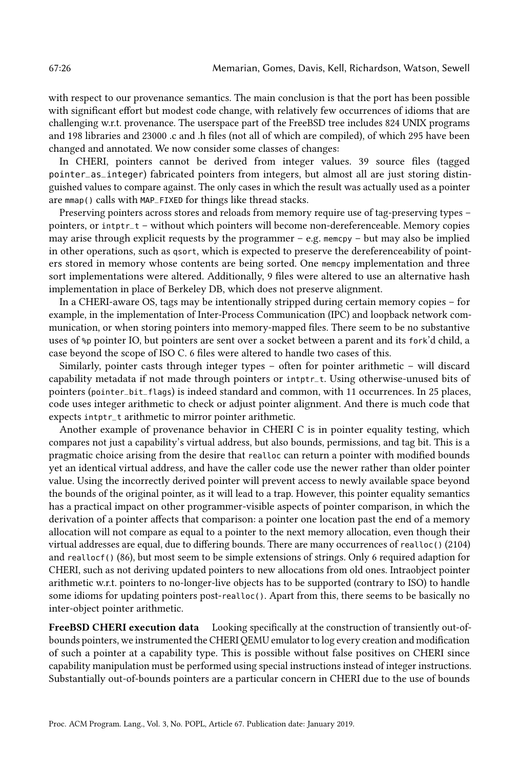with respect to our provenance semantics. The main conclusion is that the port has been possible with significant effort but modest code change, with relatively few occurrences of idioms that are challenging w.r.t. provenance. The userspace part of the FreeBSD tree includes 824 UNIX programs and 198 libraries and 23000 .c and .h files (not all of which are compiled), of which 295 have been changed and annotated. We now consider some classes of changes:

In CHERI, pointers cannot be derived from integer values. 39 source files (tagged `pointer_as_integer`) fabricated pointers from integers, but almost all are just storing distinguished values to compare against. The only cases in which the result was actually used as a pointer are `mmap()` calls with `MAP_FIXED` for things like thread stacks.

Preserving pointers across stores and reloads from memory require use of tag-preserving types – pointers, or `intptr_t` – without which pointers will become non-dereferenceable. Memory copies may arise through explicit requests by the programmer – e.g. `memcpy` – but may also be implied in other operations, such as `qsort`, which is expected to preserve the dereferenceability of pointers stored in memory whose contents are being sorted. One `memcpy` implementation and three sort implementations were altered. Additionally, 9 files were altered to use an alternative hash implementation in place of Berkeley DB, which does not preserve alignment.

In a CHERI-aware OS, tags may be intentionally stripped during certain memory copies – for example, in the implementation of Inter-Process Communication (IPC) and loopback network communication, or when storing pointers into memory-mapped files. There seem to be no substantive uses of `%p` pointer IO, but pointers are sent over a socket between a parent and its `fork`'d child, a case beyond the scope of ISO C. 6 files were altered to handle two cases of this.

Similarly, pointer casts through integer types – often for pointer arithmetic – will discard capability metadata if not made through pointers or `intptr_t`. Using otherwise-unused bits of pointers (`pointer_bit_flags`) is indeed standard and common, with 11 occurrences. In 25 places, code uses integer arithmetic to check or adjust pointer alignment. And there is much code that expects `intptr_t` arithmetic to mirror pointer arithmetic.

Another example of provenance behavior in CHERI C is in pointer equality testing, which compares not just a capability's virtual address, but also bounds, permissions, and tag bit. This is a pragmatic choice arising from the desire that `realloc` can return a pointer with modified bounds yet an identical virtual address, and have the caller code use the newer rather than older pointer value. Using the incorrectly derived pointer will prevent access to newly available space beyond the bounds of the original pointer, as it will lead to a trap. However, this pointer equality semantics has a practical impact on other programmer-visible aspects of pointer comparison, in which the derivation of a pointer affects that comparison: a pointer one location past the end of a memory allocation will not compare as equal to a pointer to the next memory allocation, even though their virtual addresses are equal, due to differing bounds. There are many occurrences of `realloc()` (2104) and `reallocf()` (86), but most seem to be simple extensions of strings. Only 6 required adaption for CHERI, such as not deriving updated pointers to new allocations from old ones. Intraobject pointer arithmetic w.r.t. pointers to no-longer-live objects has to be supported (contrary to ISO) to handle some idioms for updating pointers post-`realloc()`. Apart from this, there seems to be basically no inter-object pointer arithmetic.

**FreeBSD CHERI execution data** Looking specifically at the construction of transiently out-of-bounds pointers, we instrumented the CHERI QEMU emulator to log every creation and modification of such a pointer at a capability type. This is possible without false positives on CHERI since capability manipulation must be performed using special instructions instead of integer instructions. Substantially out-of-bounds pointers are a particular concern in CHERI due to the use of bounds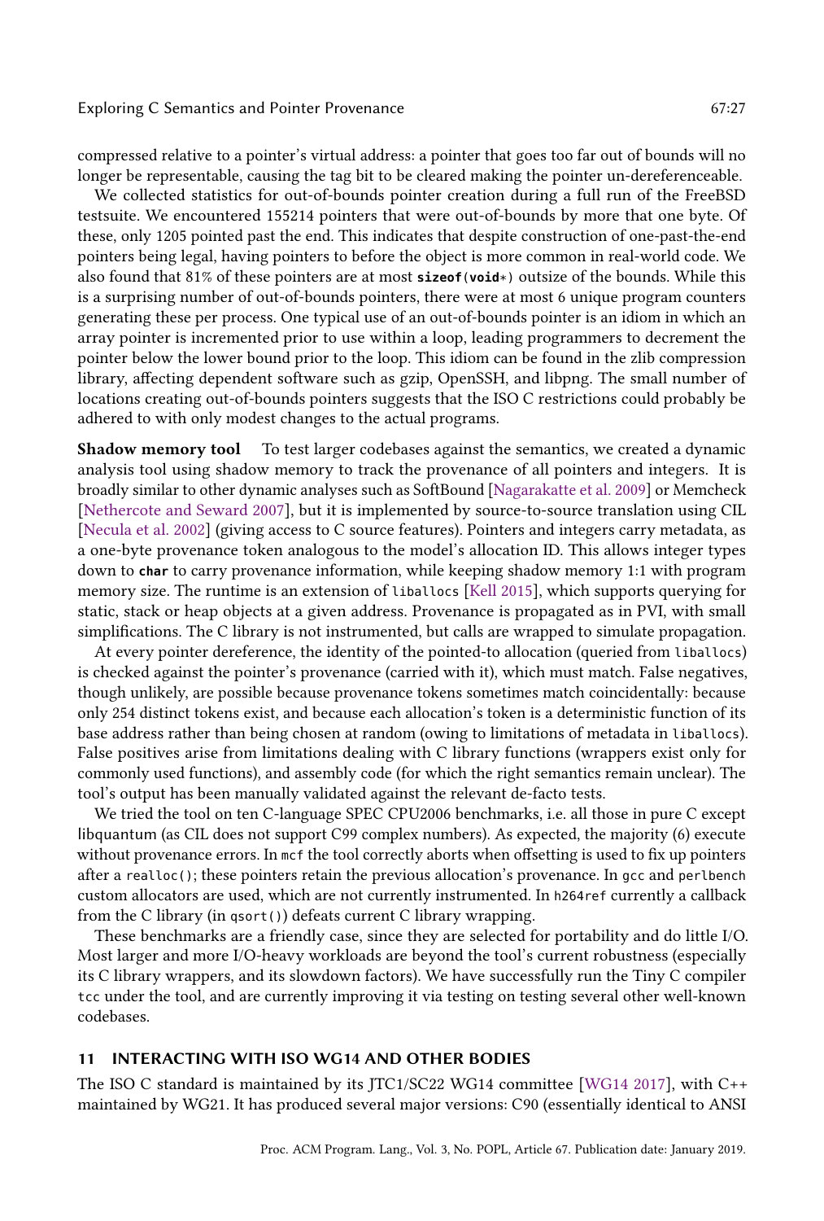compressed relative to a pointer's virtual address: a pointer that goes too far out of bounds will no longer be representable, causing the tag bit to be cleared making the pointer un-dereferenceable.

We collected statistics for out-of-bounds pointer creation during a full run of the FreeBSD testsuite. We encountered 155214 pointers that were out-of-bounds by more that one byte. Of these, only 1205 pointed past the end. This indicates that despite construction of one-past-the-end pointers being legal, having pointers to before the object is more common in real-world code. We also found that 81% of these pointers are at most `sizeof(void*)` outsize of the bounds. While this is a surprising number of out-of-bounds pointers, there were at most 6 unique program counters generating these per process. One typical use of an out-of-bounds pointer is an idiom in which an array pointer is incremented prior to use within a loop, leading programmers to decrement the pointer below the lower bound prior to the loop. This idiom can be found in the zlib compression library, affecting dependent software such as gzip, OpenSSH, and libpng. The small number of locations creating out-of-bounds pointers suggests that the ISO C restrictions could probably be adhered to with only modest changes to the actual programs.

**Shadow memory tool** To test larger codebases against the semantics, we created a dynamic analysis tool using shadow memory to track the provenance of all pointers and integers. It is broadly similar to other dynamic analyses such as SoftBound [Nagarakatte et al. 2009] or Memcheck [Nethercote and Seward 2007], but it is implemented by source-to-source translation using CIL [Necula et al. 2002] (giving access to C source features). Pointers and integers carry metadata, as a one-byte provenance token analogous to the model's allocation ID. This allows integer types down to `char` to carry provenance information, while keeping shadow memory 1:1 with program memory size. The runtime is an extension of `liballocs` [Kell 2015], which supports querying for static, stack or heap objects at a given address. Provenance is propagated as in PVI, with small simplifications. The C library is not instrumented, but calls are wrapped to simulate propagation.

At every pointer dereference, the identity of the pointed-to allocation (queried from `liballocs`) is checked against the pointer's provenance (carried with it), which must match. False negatives, though unlikely, are possible because provenance tokens sometimes match coincidentally: because only 254 distinct tokens exist, and because each allocation's token is a deterministic function of its base address rather than being chosen at random (owing to limitations of metadata in `liballocs`). False positives arise from limitations dealing with C library functions (wrappers exist only for commonly used functions), and assembly code (for which the right semantics remain unclear). The tool's output has been manually validated against the relevant de-facto tests.

We tried the tool on ten C-language SPEC CPU2006 benchmarks, i.e. all those in pure C except libquantum (as CIL does not support C99 complex numbers). As expected, the majority (6) execute without provenance errors. In `mcf` the tool correctly aborts when offsetting is used to fix up pointers after a `realloc()`; these pointers retain the previous allocation's provenance. In `gcc` and `perlbench` custom allocators are used, which are not currently instrumented. In `h264ref` currently a callback from the C library (in `qsort()`) defeats current C library wrapping.

These benchmarks are a friendly case, since they are selected for portability and do little I/O. Most larger and more I/O-heavy workloads are beyond the tool's current robustness (especially its C library wrappers, and its slowdown factors). We have successfully run the Tiny C compiler `tcc` under the tool, and are currently improving it via testing on testing several other well-known codebases.

## 11 INTERACTING WITH ISO WG14 AND OTHER BODIES

The ISO C standard is maintained by its JTC1/SC22 WG14 committee [WG14 2017], with C++ maintained by WG21. It has produced several major versions: C90 (essentially identical to ANSI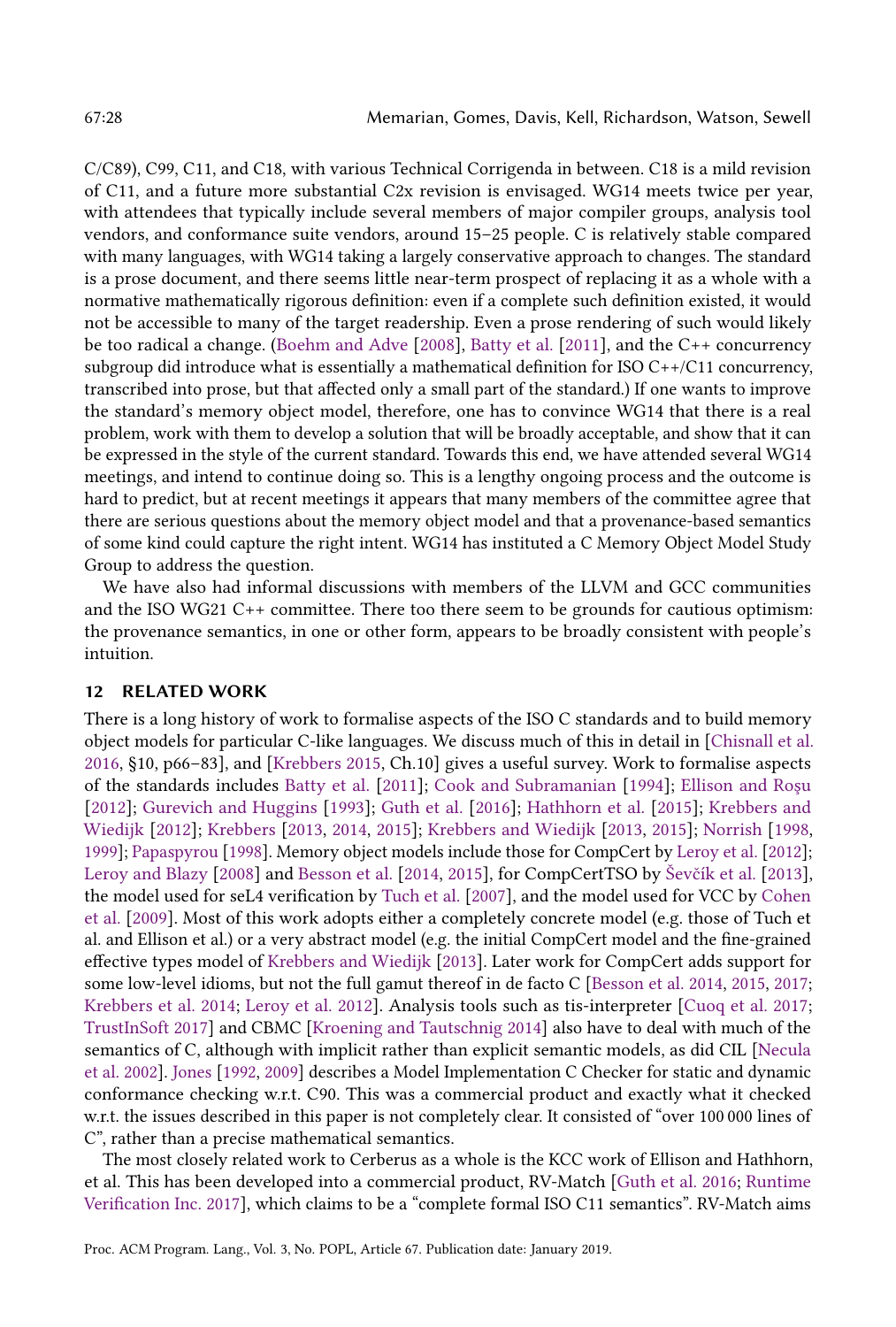C/C89), C99, C11, and C18, with various Technical Corrigenda in between. C18 is a mild revision of C11, and a future more substantial C2x revision is envisaged. WG14 meets twice per year, with attendees that typically include several members of major compiler groups, analysis tool vendors, and conformance suite vendors, around 15–25 people. C is relatively stable compared with many languages, with WG14 taking a largely conservative approach to changes. The standard is a prose document, and there seems little near-term prospect of replacing it as a whole with a normative mathematically rigorous definition: even if a complete such definition existed, it would not be accessible to many of the target readership. Even a prose rendering of such would likely be too radical a change. (Boehm and Adve [2008], Batty et al. [2011], and the C++ concurrency subgroup did introduce what is essentially a mathematical definition for ISO C++/C11 concurrency, transcribed into prose, but that affected only a small part of the standard.) If one wants to improve the standard's memory object model, therefore, one has to convince WG14 that there is a real problem, work with them to develop a solution that will be broadly acceptable, and show that it can be expressed in the style of the current standard. Towards this end, we have attended several WG14 meetings, and intend to continue doing so. This is a lengthy ongoing process and the outcome is hard to predict, but at recent meetings it appears that many members of the committee agree that there are serious questions about the memory object model and that a provenance-based semantics of some kind could capture the right intent. WG14 has instituted a C Memory Object Model Study Group to address the question.

We have also had informal discussions with members of the LLVM and GCC communities and the ISO WG21 C++ committee. There too there seem to be grounds for cautious optimism: the provenance semantics, in one or other form, appears to be broadly consistent with people's intuition.

## 12 RELATED WORK

There is a long history of work to formalise aspects of the ISO C standards and to build memory object models for particular C-like languages. We discuss much of this in detail in [Chisnall et al. 2016, §10, p66–83], and [Krebbers 2015, Ch.10] gives a useful survey. Work to formalise aspects of the standards includes Batty et al. [2011]; Cook and Subramanian [1994]; Ellison and Roşu [2012]; Gurevich and Huggins [1993]; Guth et al. [2016]; Hathhorn et al. [2015]; Krebbers and Wiedijk [2012]; Krebbers [2013, 2014, 2015]; Krebbers and Wiedijk [2013, 2015]; Norrish [1998, 1999]; Papaspyrou [1998]. Memory object models include those for CompCert by Leroy et al. [2012]; Leroy and Blazy [2008] and Besson et al. [2014, 2015], for CompCertTSO by Ševčík et al. [2013], the model used for seL4 verification by Tuch et al. [2007], and the model used for VCC by Cohen et al. [2009]. Most of this work adopts either a completely concrete model (e.g. those of Tuch et al. and Ellison et al.) or a very abstract model (e.g. the initial CompCert model and the fine-grained effective types model of Krebbers and Wiedijk [2013]. Later work for CompCert adds support for some low-level idioms, but not the full gamut thereof in de facto C [Besson et al. 2014, 2015, 2017; Krebbers et al. 2014; Leroy et al. 2012]. Analysis tools such as tis-interpreter [Cuoq et al. 2017; TrustInSoft 2017] and CBMC [Kroening and Tautschnig 2014] also have to deal with much of the semantics of C, although with implicit rather than explicit semantic models, as did CIL [Necula et al. 2002]. Jones [1992, 2009] describes a Model Implementation C Checker for static and dynamic conformance checking w.r.t. C90. This was a commercial product and exactly what it checked w.r.t. the issues described in this paper is not completely clear. It consisted of "over 100 000 lines of C", rather than a precise mathematical semantics.

The most closely related work to Cerberus as a whole is the KCC work of Ellison and Hathhorn, et al. This has been developed into a commercial product, RV-Match [Guth et al. 2016; Runtime Verification Inc. 2017], which claims to be a "complete formal ISO C11 semantics". RV-Match aims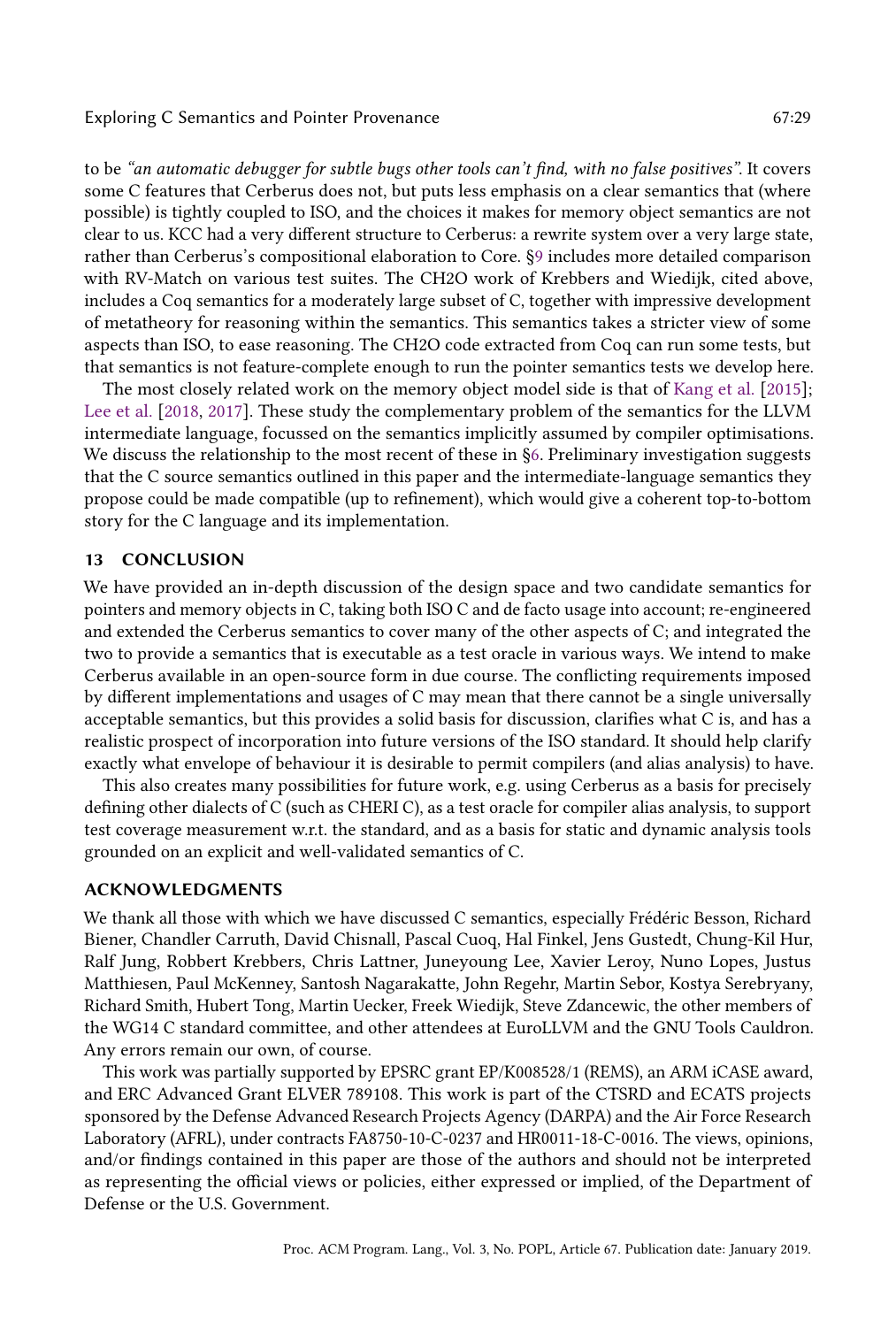to be *"an automatic debugger for subtle bugs other tools can't find, with no false positives"*. It covers some C features that Cerberus does not, but puts less emphasis on a clear semantics that (where possible) is tightly coupled to ISO, and the choices it makes for memory object semantics are not clear to us. KCC had a very different structure to Cerberus: a rewrite system over a very large state, rather than Cerberus's compositional elaboration to Core. §9 includes more detailed comparison with RV-Match on various test suites. The CH2O work of Krebbers and Wiedijk, cited above, includes a Coq semantics for a moderately large subset of C, together with impressive development of metatheory for reasoning within the semantics. This semantics takes a stricter view of some aspects than ISO, to ease reasoning. The CH2O code extracted from Coq can run some tests, but that semantics is not feature-complete enough to run the pointer semantics tests we develop here.

The most closely related work on the memory object model side is that of Kang et al. [2015]; Lee et al. [2018, 2017]. These study the complementary problem of the semantics for the LLVM intermediate language, focussed on the semantics implicitly assumed by compiler optimisations. We discuss the relationship to the most recent of these in §6. Preliminary investigation suggests that the C source semantics outlined in this paper and the intermediate-language semantics they propose could be made compatible (up to refinement), which would give a coherent top-to-bottom story for the C language and its implementation.

## 13 CONCLUSION

We have provided an in-depth discussion of the design space and two candidate semantics for pointers and memory objects in C, taking both ISO C and de facto usage into account; re-engineered and extended the Cerberus semantics to cover many of the other aspects of C; and integrated the two to provide a semantics that is executable as a test oracle in various ways. We intend to make Cerberus available in an open-source form in due course. The conflicting requirements imposed by different implementations and usages of C may mean that there cannot be a single universally acceptable semantics, but this provides a solid basis for discussion, clarifies what C is, and has a realistic prospect of incorporation into future versions of the ISO standard. It should help clarify exactly what envelope of behaviour it is desirable to permit compilers (and alias analysis) to have.

This also creates many possibilities for future work, e.g. using Cerberus as a basis for precisely defining other dialects of C (such as CHERI C), as a test oracle for compiler alias analysis, to support test coverage measurement w.r.t. the standard, and as a basis for static and dynamic analysis tools grounded on an explicit and well-validated semantics of C.

## ACKNOWLEDGMENTS

We thank all those with which we have discussed C semantics, especially Frédéric Besson, Richard Biener, Chandler Carruth, David Chisnall, Pascal Cuoq, Hal Finkel, Jens Gustedt, Chung-Kil Hur, Ralf Jung, Robbert Krebbers, Chris Lattner, Juneyoung Lee, Xavier Leroy, Nuno Lopes, Justus Matthiesen, Paul McKenney, Santosh Nagarakatte, John Regehr, Martin Sebor, Kostya Serebryany, Richard Smith, Hubert Tong, Martin Uecker, Freek Wiedijk, Steve Zdancewic, the other members of the WG14 C standard committee, and other attendees at EuroLLVM and the GNU Tools Cauldron. Any errors remain our own, of course.

This work was partially supported by EPSRC grant EP/K008528/1 (REMS), an ARM iCASE award, and ERC Advanced Grant ELVER 789108. This work is part of the CTSRD and ECATS projects sponsored by the Defense Advanced Research Projects Agency (DARPA) and the Air Force Research Laboratory (AFRL), under contracts FA8750-10-C-0237 and HR0011-18-C-0016. The views, opinions, and/or findings contained in this paper are those of the authors and should not be interpreted as representing the official views or policies, either expressed or implied, of the Department of Defense or the U.S. Government.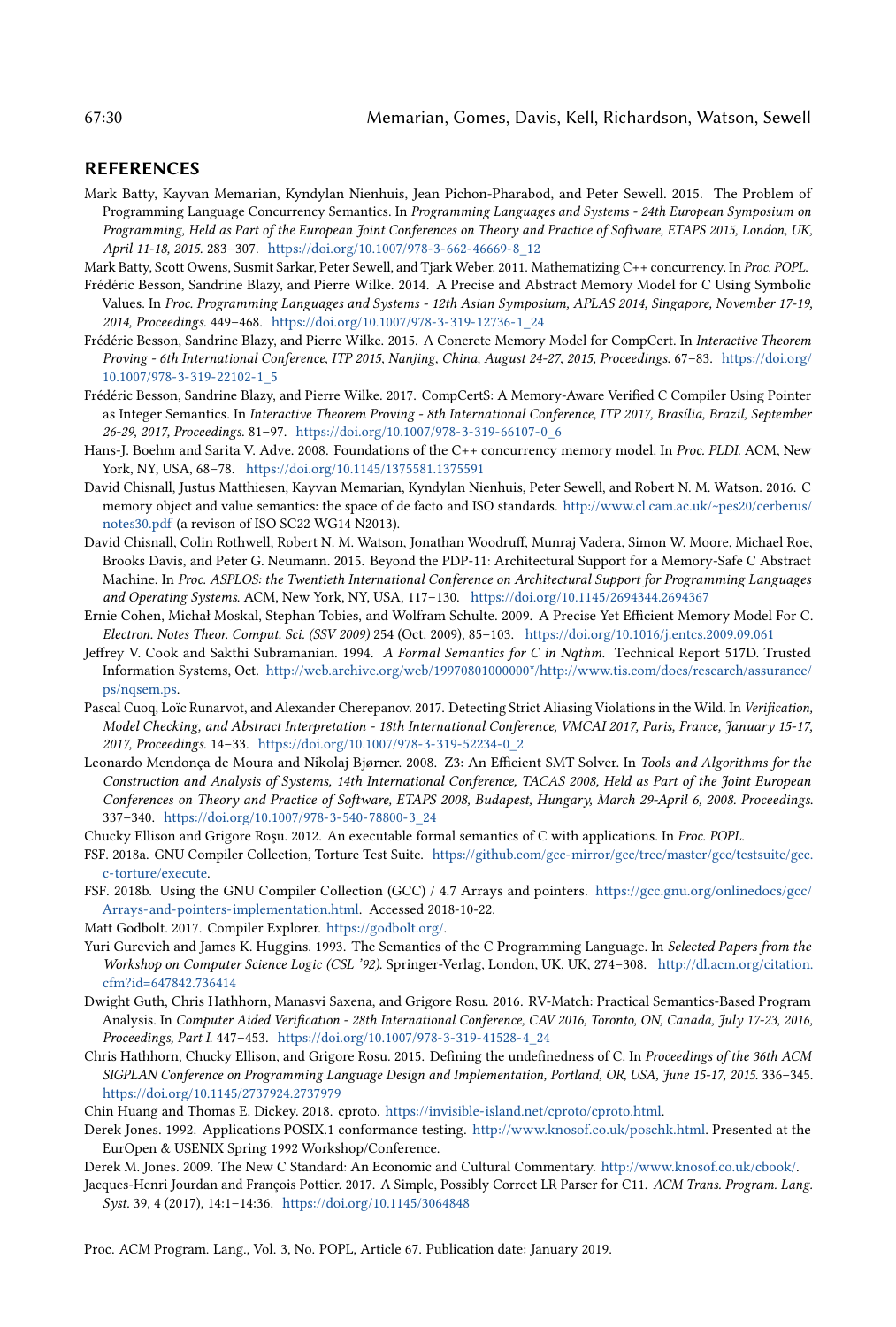## REFERENCES

Mark Batty, Kayvan Memarian, Kyndylan Nienhuis, Jean Pichon-Pharabod, and Peter Sewell. 2015. The Problem of Programming Language Concurrency Semantics. In *Programming Languages and Systems - 24th European Symposium on Programming, Held as Part of the European Joint Conferences on Theory and Practice of Software, ETAPS 2015, London, UK, April 11-18, 2015.* 283–307. https://doi.org/10.1007/978-3-662-46669-8_12

Mark Batty, Scott Owens, Susmit Sarkar, Peter Sewell, and Tjark Weber. 2011. Mathematizing C++ concurrency. In *Proc. POPL*.

Frédéric Besson, Sandrine Blazy, and Pierre Wilke. 2014. A Precise and Abstract Memory Model for C Using Symbolic Values. In *Proc. Programming Languages and Systems - 12th Asian Symposium, APLAS 2014, Singapore, November 17-19, 2014, Proceedings.* 449–468. https://doi.org/10.1007/978-3-319-12736-1_24

Frédéric Besson, Sandrine Blazy, and Pierre Wilke. 2015. A Concrete Memory Model for CompCert. In *Interactive Theorem Proving - 6th International Conference, ITP 2015, Nanjing, China, August 24-27, 2015, Proceedings.* 67–83. https://doi.org/10.1007/978-3-319-22102-1_5

Frédéric Besson, Sandrine Blazy, and Pierre Wilke. 2017. CompCertS: A Memory-Aware Verified C Compiler Using Pointer as Integer Semantics. In *Interactive Theorem Proving - 8th International Conference, ITP 2017, Brasília, Brazil, September 26-29, 2017, Proceedings.* 81–97. https://doi.org/10.1007/978-3-319-66107-0_6

Hans-J. Boehm and Sarita V. Adve. 2008. Foundations of the C++ concurrency memory model. In *Proc. PLDI*. ACM, New York, NY, USA, 68–78. https://doi.org/10.1145/1375581.1375591

David Chisnall, Justus Matthiesen, Kayvan Memarian, Kyndylan Nienhuis, Peter Sewell, and Robert N. M. Watson. 2016. C memory object and value semantics: the space of de facto and ISO standards. http://www.cl.cam.ac.uk/~pes20/cerberus/notes30.pdf (a revison of ISO SC22 WG14 N2013).

David Chisnall, Colin Rothwell, Robert N. M. Watson, Jonathan Woodruff, Munraj Vadera, Simon W. Moore, Michael Roe, Brooks Davis, and Peter G. Neumann. 2015. Beyond the PDP-11: Architectural Support for a Memory-Safe C Abstract Machine. In *Proc. ASPLOS: the Twentieth International Conference on Architectural Support for Programming Languages and Operating Systems*. ACM, New York, NY, USA, 117–130. https://doi.org/10.1145/2694344.2694367

Ernie Cohen, Michał Moskal, Stephan Tobies, and Wolfram Schulte. 2009. A Precise Yet Efficient Memory Model For C. *Electron. Notes Theor. Comput. Sci. (SSV 2009)* 254 (Oct. 2009), 85–103. https://doi.org/10.1016/j.entcs.2009.09.061

Jeffrey V. Cook and Sakthi Subramanian. 1994. *A Formal Semantics for C in Nqthm*. Technical Report 517D. Trusted Information Systems, Oct. http://web.archive.org/web/19970801000000*/http://www.tis.com/docs/research/assurance/ps/nqsem.ps.

Pascal Cuoq, Loïc Runarvot, and Alexander Cherepanov. 2017. Detecting Strict Aliasing Violations in the Wild. In *Verification, Model Checking, and Abstract Interpretation - 18th International Conference, VMCAI 2017, Paris, France, January 15-17, 2017, Proceedings.* 14–33. https://doi.org/10.1007/978-3-319-52234-0_2

Leonardo Mendonça de Moura and Nikolaj Bjørner. 2008. Z3: An Efficient SMT Solver. In *Tools and Algorithms for the Construction and Analysis of Systems, 14th International Conference, TACAS 2008, Held as Part of the Joint European Conferences on Theory and Practice of Software, ETAPS 2008, Budapest, Hungary, March 29-April 6, 2008. Proceedings.* 337–340. https://doi.org/10.1007/978-3-540-78800-3_24

Chucky Ellison and Grigore Roşu. 2012. An executable formal semantics of C with applications. In *Proc. POPL*.

FSF. 2018a. GNU Compiler Collection, Torture Test Suite. https://github.com/gcc-mirror/gcc/tree/master/gcc/testsuite/gcc.c-torture/execute.

FSF. 2018b. Using the GNU Compiler Collection (GCC) / 4.7 Arrays and pointers. https://gcc.gnu.org/onlinedocs/gcc/Arrays-and-pointers-implementation.html. Accessed 2018-10-22.

Matt Godbolt. 2017. Compiler Explorer. https://godbolt.org/.

Yuri Gurevich and James K. Huggins. 1993. The Semantics of the C Programming Language. In *Selected Papers from the Workshop on Computer Science Logic (CSL '92)*. Springer-Verlag, London, UK, UK, 274–308. http://dl.acm.org/citation.cfm?id=647842.736414

Dwight Guth, Chris Hathhorn, Manasvi Saxena, and Grigore Rosu. 2016. RV-Match: Practical Semantics-Based Program Analysis. In *Computer Aided Verification - 28th International Conference, CAV 2016, Toronto, ON, Canada, July 17-23, 2016, Proceedings, Part I.* 447–453. https://doi.org/10.1007/978-3-319-41528-4_24

Chris Hathhorn, Chucky Ellison, and Grigore Rosu. 2015. Defining the undefinedness of C. In *Proceedings of the 36th ACM SIGPLAN Conference on Programming Language Design and Implementation, Portland, OR, USA, June 15-17, 2015.* 336–345. https://doi.org/10.1145/2737924.2737979

Chin Huang and Thomas E. Dickey. 2018. cproto. https://invisible-island.net/cproto/cproto.html.

Derek Jones. 1992. Applications POSIX.1 conformance testing. http://www.knosof.co.uk/poschk.html. Presented at the EurOpen & USENIX Spring 1992 Workshop/Conference.

Derek M. Jones. 2009. The New C Standard: An Economic and Cultural Commentary. http://www.knosof.co.uk/cbook/.

Jacques-Henri Jourdan and François Pottier. 2017. A Simple, Possibly Correct LR Parser for C11. *ACM Trans. Program. Lang. Syst.* 39, 4 (2017), 14:1–14:36. https://doi.org/10.1145/3064848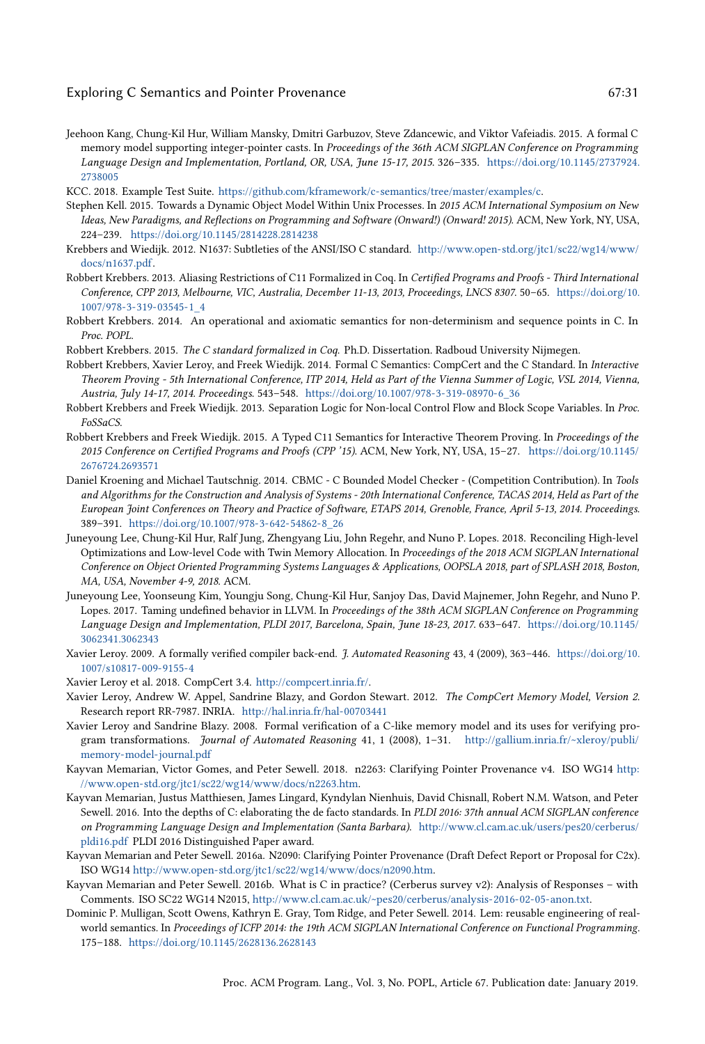Jeehoon Kang, Chung-Kil Hur, William Mansky, Dmitri Garbuzov, Steve Zdancewic, and Viktor Vafeiadis. 2015. A formal C memory model supporting integer-pointer casts. In *Proceedings of the 36th ACM SIGPLAN Conference on Programming Language Design and Implementation, Portland, OR, USA, June 15-17, 2015*. 326–335. https://doi.org/10.1145/2737924.2738005

KCC. 2018. Example Test Suite. https://github.com/kframework/c-semantics/tree/master/examples/c.

Stephen Kell. 2015. Towards a Dynamic Object Model Within Unix Processes. In *2015 ACM International Symposium on New Ideas, New Paradigms, and Reflections on Programming and Software (Onward!) (Onward! 2015)*. ACM, New York, NY, USA, 224–239. https://doi.org/10.1145/2814228.2814238

Krebbers and Wiedijk. 2012. N1637: Subtleties of the ANSI/ISO C standard. http://www.open-std.org/jtc1/sc22/wg14/www/docs/n1637.pdf.

Robbert Krebbers. 2013. Aliasing Restrictions of C11 Formalized in Coq. In *Certified Programs and Proofs - Third International Conference, CPP 2013, Melbourne, VIC, Australia, December 11-13, 2013, Proceedings, LNCS 8307*. 50–65. https://doi.org/10.1007/978-3-319-03545-1_4

Robbert Krebbers. 2014. An operational and axiomatic semantics for non-determinism and sequence points in C. In *Proc. POPL*.

Robbert Krebbers. 2015. *The C standard formalized in Coq.* Ph.D. Dissertation. Radboud University Nijmegen.

Robbert Krebbers, Xavier Leroy, and Freek Wiedijk. 2014. Formal C Semantics: CompCert and the C Standard. In *Interactive Theorem Proving - 5th International Conference, ITP 2014, Held as Part of the Vienna Summer of Logic, VSL 2014, Vienna, Austria, July 14-17, 2014. Proceedings*. 543–548. https://doi.org/10.1007/978-3-319-08970-6_36

Robbert Krebbers and Freek Wiedijk. 2013. Separation Logic for Non-local Control Flow and Block Scope Variables. In *Proc. FoSSaCS*.

Robbert Krebbers and Freek Wiedijk. 2015. A Typed C11 Semantics for Interactive Theorem Proving. In *Proceedings of the 2015 Conference on Certified Programs and Proofs (CPP '15)*. ACM, New York, NY, USA, 15–27. https://doi.org/10.1145/2676724.2693571

Daniel Kroening and Michael Tautschnig. 2014. CBMC - C Bounded Model Checker - (Competition Contribution). In *Tools and Algorithms for the Construction and Analysis of Systems - 20th International Conference, TACAS 2014, Held as Part of the European Joint Conferences on Theory and Practice of Software, ETAPS 2014, Grenoble, France, April 5-13, 2014. Proceedings*. 389–391. https://doi.org/10.1007/978-3-642-54862-8_26

Juneyoung Lee, Chung-Kil Hur, Ralf Jung, Zhengyang Liu, John Regehr, and Nuno P. Lopes. 2018. Reconciling High-level Optimizations and Low-level Code with Twin Memory Allocation. In *Proceedings of the 2018 ACM SIGPLAN International Conference on Object Oriented Programming Systems Languages & Applications, OOPSLA 2018, part of SPLASH 2018, Boston, MA, USA, November 4-9, 2018*. ACM.

Juneyoung Lee, Yoonseung Kim, Youngju Song, Chung-Kil Hur, Sanjoy Das, David Majnemer, John Regehr, and Nuno P. Lopes. 2017. Taming undefined behavior in LLVM. In *Proceedings of the 38th ACM SIGPLAN Conference on Programming Language Design and Implementation, PLDI 2017, Barcelona, Spain, June 18-23, 2017*. 633–647. https://doi.org/10.1145/3062341.3062343

Xavier Leroy. 2009. A formally verified compiler back-end. *J. Automated Reasoning* 43, 4 (2009), 363–446. https://doi.org/10.1007/s10817-009-9155-4

Xavier Leroy et al. 2018. CompCert 3.4. http://compcert.inria.fr/.

Xavier Leroy, Andrew W. Appel, Sandrine Blazy, and Gordon Stewart. 2012. *The CompCert Memory Model, Version 2.* Research report RR-7987. INRIA. http://hal.inria.fr/hal-00703441

Xavier Leroy and Sandrine Blazy. 2008. Formal verification of a C-like memory model and its uses for verifying program transformations. *Journal of Automated Reasoning* 41, 1 (2008), 1–31. http://gallium.inria.fr/~xleroy/publi/memory-model-journal.pdf

Kayvan Memarian, Victor Gomes, and Peter Sewell. 2018. n2263: Clarifying Pointer Provenance v4. ISO WG14 http://www.open-std.org/jtc1/sc22/wg14/www/docs/n2263.htm.

Kayvan Memarian, Justus Matthiesen, James Lingard, Kyndylan Nienhuis, David Chisnall, Robert N.M. Watson, and Peter Sewell. 2016. Into the depths of C: elaborating the de facto standards. In *PLDI 2016: 37th annual ACM SIGPLAN conference on Programming Language Design and Implementation (Santa Barbara)*. http://www.cl.cam.ac.uk/users/pes20/cerberus/pldi16.pdf PLDI 2016 Distinguished Paper award.

Kayvan Memarian and Peter Sewell. 2016a. N2090: Clarifying Pointer Provenance (Draft Defect Report or Proposal for C2x). ISO WG14 http://www.open-std.org/jtc1/sc22/wg14/www/docs/n2090.htm.

Kayvan Memarian and Peter Sewell. 2016b. What is C in practice? (Cerberus survey v2): Analysis of Responses – with Comments. ISO SC22 WG14 N2015, http://www.cl.cam.ac.uk/~pes20/cerberus/analysis-2016-02-05-anon.txt.

Dominic P. Mulligan, Scott Owens, Kathryn E. Gray, Tom Ridge, and Peter Sewell. 2014. Lem: reusable engineering of real-world semantics. In *Proceedings of ICFP 2014: the 19th ACM SIGPLAN International Conference on Functional Programming*. 175–188. https://doi.org/10.1145/2628136.2628143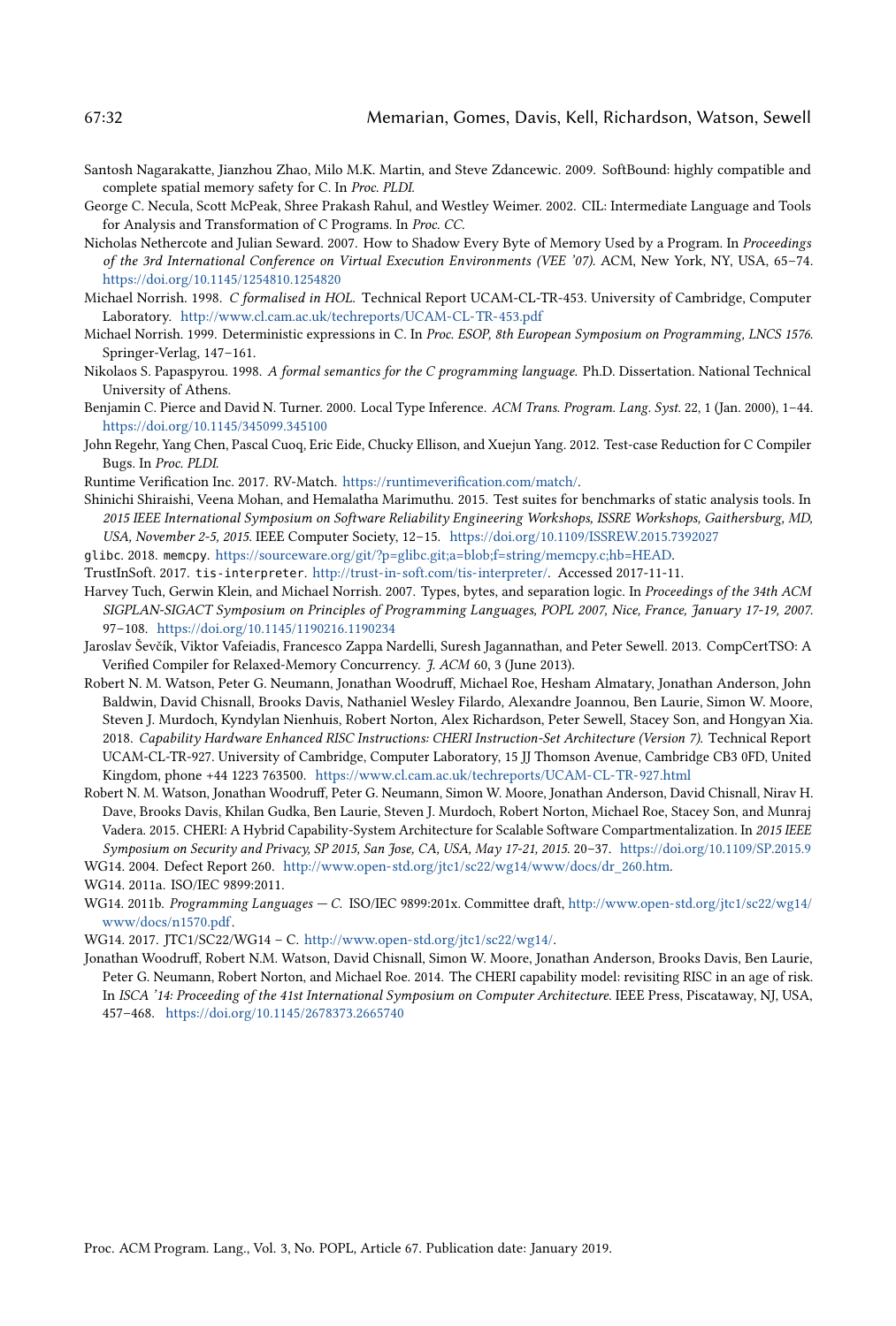Santosh Nagarakatte, Jianzhou Zhao, Milo M.K. Martin, and Steve Zdancewic. 2009. SoftBound: highly compatible and complete spatial memory safety for C. In *Proc. PLDI.*

George C. Necula, Scott McPeak, Shree Prakash Rahul, and Westley Weimer. 2002. CIL: Intermediate Language and Tools for Analysis and Transformation of C Programs. In *Proc. CC.*

Nicholas Nethercote and Julian Seward. 2007. How to Shadow Every Byte of Memory Used by a Program. In *Proceedings of the 3rd International Conference on Virtual Execution Environments (VEE '07).* ACM, New York, NY, USA, 65–74. https://doi.org/10.1145/1254810.1254820

Michael Norrish. 1998. *C formalised in HOL.* Technical Report UCAM-CL-TR-453. University of Cambridge, Computer Laboratory. http://www.cl.cam.ac.uk/techreports/UCAM-CL-TR-453.pdf

Michael Norrish. 1999. Deterministic expressions in C. In *Proc. ESOP, 8th European Symposium on Programming, LNCS 1576.* Springer-Verlag, 147–161.

Nikolaos S. Papaspyrou. 1998. *A formal semantics for the C programming language.* Ph.D. Dissertation. National Technical University of Athens.

Benjamin C. Pierce and David N. Turner. 2000. Local Type Inference. *ACM Trans. Program. Lang. Syst.* 22, 1 (Jan. 2000), 1–44. https://doi.org/10.1145/345099.345100

John Regehr, Yang Chen, Pascal Cuoq, Eric Eide, Chucky Ellison, and Xuejun Yang. 2012. Test-case Reduction for C Compiler Bugs. In *Proc. PLDI.*

Runtime Verification Inc. 2017. RV-Match. https://runtimeverification.com/match/.

Shinichi Shiraishi, Veena Mohan, and Hemalatha Marimuthu. 2015. Test suites for benchmarks of static analysis tools. In *2015 IEEE International Symposium on Software Reliability Engineering Workshops, ISSRE Workshops, Gaithersburg, MD, USA, November 2-5, 2015.* IEEE Computer Society, 12–15. https://doi.org/10.1109/ISSREW.2015.7392027

`glibc`. 2018. `memcpy`. https://sourceware.org/git/?p=glibc.git;a=blob;f=string/memcpy.c;hb=HEAD.

TrustInSoft. 2017. `tis-interpreter`. http://trust-in-soft.com/tis-interpreter/. Accessed 2017-11-11.

Harvey Tuch, Gerwin Klein, and Michael Norrish. 2007. Types, bytes, and separation logic. In *Proceedings of the 34th ACM SIGPLAN-SIGACT Symposium on Principles of Programming Languages, POPL 2007, Nice, France, January 17-19, 2007.* 97–108. https://doi.org/10.1145/1190216.1190234

Jaroslav Ševčík, Viktor Vafeiadis, Francesco Zappa Nardelli, Suresh Jagannathan, and Peter Sewell. 2013. CompCertTSO: A Verified Compiler for Relaxed-Memory Concurrency. *J. ACM* 60, 3 (June 2013).

Robert N. M. Watson, Peter G. Neumann, Jonathan Woodruff, Michael Roe, Hesham Almatary, Jonathan Anderson, John Baldwin, David Chisnall, Brooks Davis, Nathaniel Wesley Filardo, Alexandre Joannou, Ben Laurie, Simon W. Moore, Steven J. Murdoch, Kyndylan Nienhuis, Robert Norton, Alex Richardson, Peter Sewell, Stacey Son, and Hongyan Xia. 2018. *Capability Hardware Enhanced RISC Instructions: CHERI Instruction-Set Architecture (Version 7).* Technical Report UCAM-CL-TR-927. University of Cambridge, Computer Laboratory, 15 JJ Thomson Avenue, Cambridge CB3 0FD, United Kingdom, phone +44 1223 763500. https://www.cl.cam.ac.uk/techreports/UCAM-CL-TR-927.html

Robert N. M. Watson, Jonathan Woodruff, Peter G. Neumann, Simon W. Moore, Jonathan Anderson, David Chisnall, Nirav H. Dave, Brooks Davis, Khilan Gudka, Ben Laurie, Steven J. Murdoch, Robert Norton, Michael Roe, Stacey Son, and Munraj Vadera. 2015. CHERI: A Hybrid Capability-System Architecture for Scalable Software Compartmentalization. In *2015 IEEE Symposium on Security and Privacy, SP 2015, San Jose, CA, USA, May 17-21, 2015.* 20–37. https://doi.org/10.1109/SP.2015.9

WG14. 2004. Defect Report 260. http://www.open-std.org/jtc1/sc22/wg14/www/docs/dr_260.htm.

WG14. 2011a. ISO/IEC 9899:2011.

WG14. 2011b. *Programming Languages — C.* ISO/IEC 9899:201x. Committee draft, http://www.open-std.org/jtc1/sc22/wg14/www/docs/n1570.pdf.

WG14. 2017. JTC1/SC22/WG14 – C. http://www.open-std.org/jtc1/sc22/wg14/.

Jonathan Woodruff, Robert N.M. Watson, David Chisnall, Simon W. Moore, Jonathan Anderson, Brooks Davis, Ben Laurie, Peter G. Neumann, Robert Norton, and Michael Roe. 2014. The CHERI capability model: revisiting RISC in an age of risk. In *ISCA '14: Proceeding of the 41st International Symposium on Computer Architecture.* IEEE Press, Piscataway, NJ, USA, 457–468. https://doi.org/10.1145/2678373.2665740